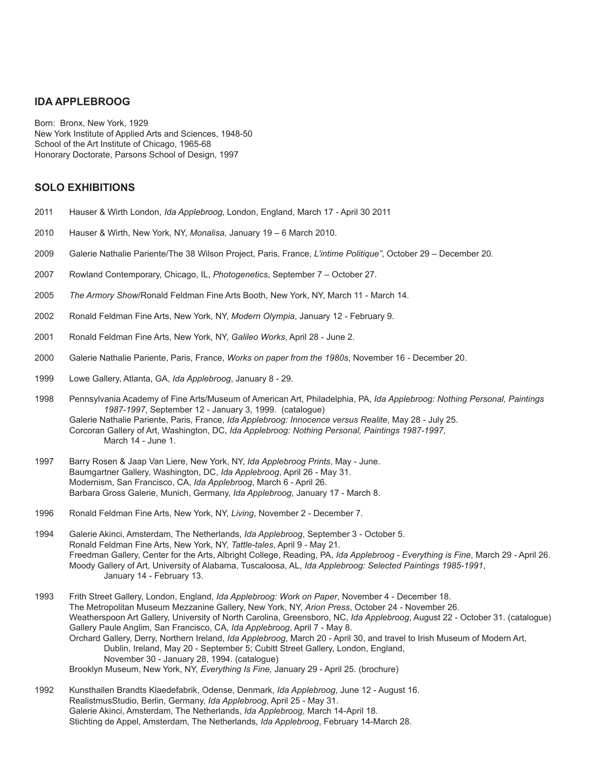## IDA APPLEBROOG

Born: Bronx, New York, 1929
New York Institute of Applied Arts and Sciences, 1948-50
School of the Art Institute of Chicago, 1965-68
Honorary Doctorate, Parsons School of Design, 1997

## SOLO EXHIBITIONS

2011 Hauser & Wirth London, *Ida Applebroog*, London, England, March 17 - April 30 2011

2010 Hauser & Wirth, New York, NY, *Monalisa,* January 19 – 6 March 2010.

2009 Galerie Nathalie Pariente/The 38 Wilson Project, Paris, France, *L'intime Politique"*, October 29 – December 20.

2007 Rowland Contemporary, Chicago, IL, *Photogenetics*, September 7 – October 27.

2005 *The Armory Show*/Ronald Feldman Fine Arts Booth, New York, NY, March 11 - March 14.

2002 Ronald Feldman Fine Arts, New York, NY, *Modern Olympia*, January 12 - February 9.

2001 Ronald Feldman Fine Arts, New York, NY, *Galileo Works*, April 28 - June 2.

2000 Galerie Nathalie Pariente, Paris, France, *Works on paper from the 1980s*, November 16 - December 20.

1999 Lowe Gallery, Atlanta, GA, *Ida Applebroog*, January 8 - 29.

1998 Pennsylvania Academy of Fine Arts/Museum of American Art, Philadelphia, PA, *Ida Applebroog: Nothing Personal, Paintings 1987-1997*, September 12 - January 3, 1999. (catalogue)
Galerie Nathalie Pariente, Paris, France, *Ida Applebroog: Innocence versus Realite*, May 28 - July 25.
Corcoran Gallery of Art, Washington, DC, *Ida Applebroog: Nothing Personal, Paintings 1987-1997*, March 14 - June 1.

1997 Barry Rosen & Jaap Van Liere, New York, NY, *Ida Applebroog Prints*, May - June.
Baumgartner Gallery, Washington, DC, *Ida Applebroog*, April 26 - May 31.
Modernism, San Francisco, CA, *Ida Applebroog*, March 6 - April 26.
Barbara Gross Galerie, Munich, Germany, *Ida Applebroog*, January 17 - March 8.

1996 Ronald Feldman Fine Arts, New York, NY, *Living*, November 2 - December 7.

1994 Galerie Akinci, Amsterdam, The Netherlands, *Ida Applebroog*, September 3 - October 5.
Ronald Feldman Fine Arts, New York, NY, *Tattle-tales*, April 9 - May 21.
Freedman Gallery, Center for the Arts, Albright College, Reading, PA, *Ida Applebroog - Everything is Fine*, March 29 - April 26.
Moody Gallery of Art, University of Alabama, Tuscaloosa, AL, *Ida Applebroog: Selected Paintings 1985-1991*, January 14 - February 13.

1993 Frith Street Gallery, London, England, *Ida Applebroog: Work on Paper*, November 4 - December 18.
The Metropolitan Museum Mezzanine Gallery, New York, NY, *Arion Press*, October 24 - November 26.
Weatherspoon Art Gallery, University of North Carolina, Greensboro, NC, *Ida Applebroog*, August 22 - October 31. (catalogue)
Gallery Paule Anglim, San Francisco, CA, *Ida Applebroog*, April 7 - May 8.
Orchard Gallery, Derry, Northern Ireland, *Ida Applebroog*, March 20 - April 30, and travel to Irish Museum of Modern Art, Dublin, Ireland, May 20 - September 5; Cubitt Street Gallery, London, England, November 30 - January 28, 1994. (catalogue)
Brooklyn Museum, New York, NY, *Everything Is Fine,* January 29 - April 25. (brochure)

1992 Kunsthallen Brandts Klaedefabrik, Odense, Denmark, *Ida Applebroog*, June 12 - August 16.
RealismusStudio, Berlin, Germany, *Ida Applebroog*, April 25 - May 31.
Galerie Akinci, Amsterdam, The Netherlands, *Ida Applebroog*, March 14-April 18.
Stichting de Appel, Amsterdam, The Netherlands, *Ida Applebroog*, February 14-March 28.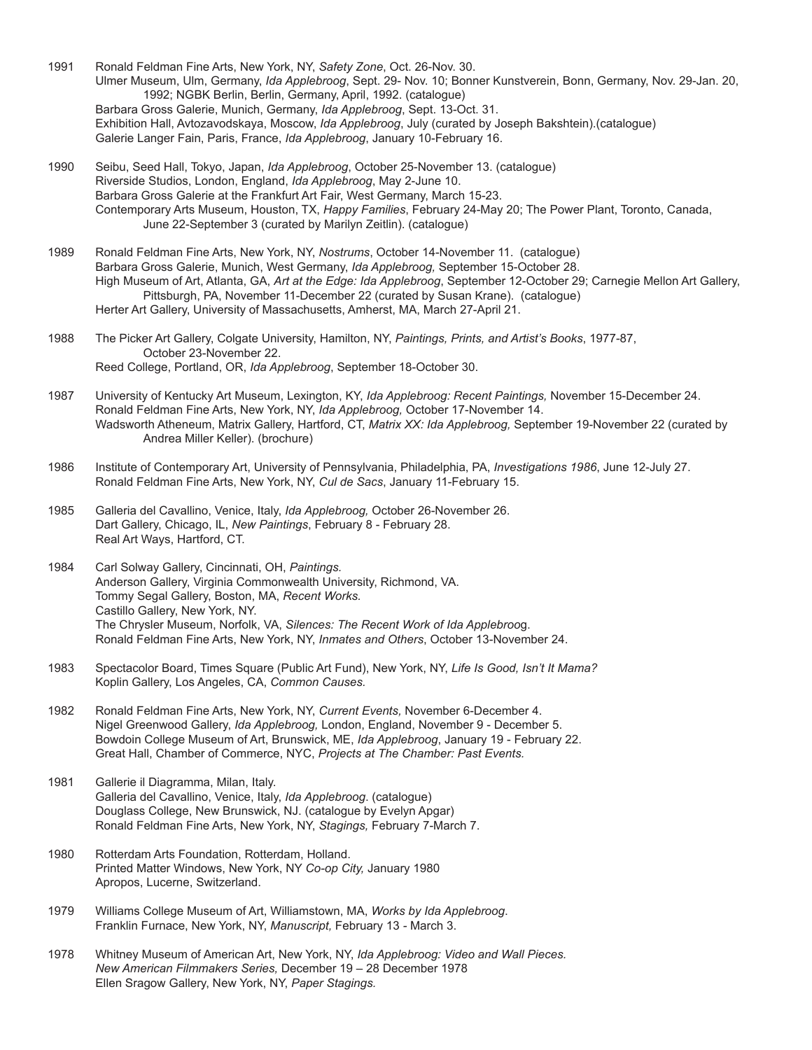1991 Ronald Feldman Fine Arts, New York, NY, *Safety Zone*, Oct. 26-Nov. 30.
Ulmer Museum, Ulm, Germany, *Ida Applebroog*, Sept. 29- Nov. 10; Bonner Kunstverein, Bonn, Germany, Nov. 29-Jan. 20, 1992; NGBK Berlin, Berlin, Germany, April, 1992. (catalogue)
Barbara Gross Galerie, Munich, Germany, *Ida Applebroog*, Sept. 13-Oct. 31.
Exhibition Hall, Avtozavodskaya, Moscow, *Ida Applebroog*, July (curated by Joseph Bakshtein).(catalogue)
Galerie Langer Fain, Paris, France, *Ida Applebroog*, January 10-February 16.

1990 Seibu, Seed Hall, Tokyo, Japan, *Ida Applebroog*, October 25-November 13. (catalogue)
Riverside Studios, London, England, *Ida Applebroog*, May 2-June 10.
Barbara Gross Galerie at the Frankfurt Art Fair, West Germany, March 15-23.
Contemporary Arts Museum, Houston, TX, *Happy Families*, February 24-May 20; The Power Plant, Toronto, Canada, June 22-September 3 (curated by Marilyn Zeitlin). (catalogue)

1989 Ronald Feldman Fine Arts, New York, NY, *Nostrums*, October 14-November 11. (catalogue)
Barbara Gross Galerie, Munich, West Germany, *Ida Applebroog,* September 15-October 28.
High Museum of Art, Atlanta, GA, *Art at the Edge: Ida Applebroog*, September 12-October 29; Carnegie Mellon Art Gallery, Pittsburgh, PA, November 11-December 22 (curated by Susan Krane). (catalogue)
Herter Art Gallery, University of Massachusetts, Amherst, MA, March 27-April 21.

1988 The Picker Art Gallery, Colgate University, Hamilton, NY, *Paintings, Prints, and Artist's Books*, 1977-87, October 23-November 22.
Reed College, Portland, OR, *Ida Applebroog*, September 18-October 30.

1987 University of Kentucky Art Museum, Lexington, KY, *Ida Applebroog: Recent Paintings,* November 15-December 24.
Ronald Feldman Fine Arts, New York, NY, *Ida Applebroog,* October 17-November 14.
Wadsworth Atheneum, Matrix Gallery, Hartford, CT, *Matrix XX: Ida Applebroog,* September 19-November 22 (curated by Andrea Miller Keller). (brochure)

1986 Institute of Contemporary Art, University of Pennsylvania, Philadelphia, PA, *Investigations 1986*, June 12-July 27.
Ronald Feldman Fine Arts, New York, NY, *Cul de Sacs*, January 11-February 15.

1985 Galleria del Cavallino, Venice, Italy, *Ida Applebroog,* October 26-November 26.
Dart Gallery, Chicago, IL, *New Paintings*, February 8 - February 28.
Real Art Ways, Hartford, CT.

1984 Carl Solway Gallery, Cincinnati, OH, *Paintings.*
Anderson Gallery, Virginia Commonwealth University, Richmond, VA.
Tommy Segal Gallery, Boston, MA, *Recent Works.*
Castillo Gallery, New York, NY.
The Chrysler Museum, Norfolk, VA, *Silences: The Recent Work of Ida Applebroo*g.
Ronald Feldman Fine Arts, New York, NY, *Inmates and Others*, October 13-November 24.

1983 Spectacolor Board, Times Square (Public Art Fund), New York, NY, *Life Is Good, Isn't It Mama?*
Koplin Gallery, Los Angeles, CA, *Common Causes.*

1982 Ronald Feldman Fine Arts, New York, NY, *Current Events,* November 6-December 4.
Nigel Greenwood Gallery, *Ida Applebroog,* London, England, November 9 - December 5.
Bowdoin College Museum of Art, Brunswick, ME, *Ida Applebroog*, January 19 - February 22.
Great Hall, Chamber of Commerce, NYC, *Projects at The Chamber: Past Events.*

1981 Gallerie il Diagramma, Milan, Italy.
Galleria del Cavallino, Venice, Italy, *Ida Applebroog*. (catalogue)
Douglass College, New Brunswick, NJ. (catalogue by Evelyn Apgar)
Ronald Feldman Fine Arts, New York, NY, *Stagings,* February 7-March 7.

1980 Rotterdam Arts Foundation, Rotterdam, Holland.
Printed Matter Windows, New York, NY *Co-op City,* January 1980
Apropos, Lucerne, Switzerland.

1979 Williams College Museum of Art, Williamstown, MA, *Works by Ida Applebroog*.
Franklin Furnace, New York, NY, *Manuscript,* February 13 - March 3.

1978 Whitney Museum of American Art, New York, NY, *Ida Applebroog: Video and Wall Pieces.*
*New American Filmmakers Series,* December 19 – 28 December 1978
Ellen Sragow Gallery, New York, NY, *Paper Stagings.*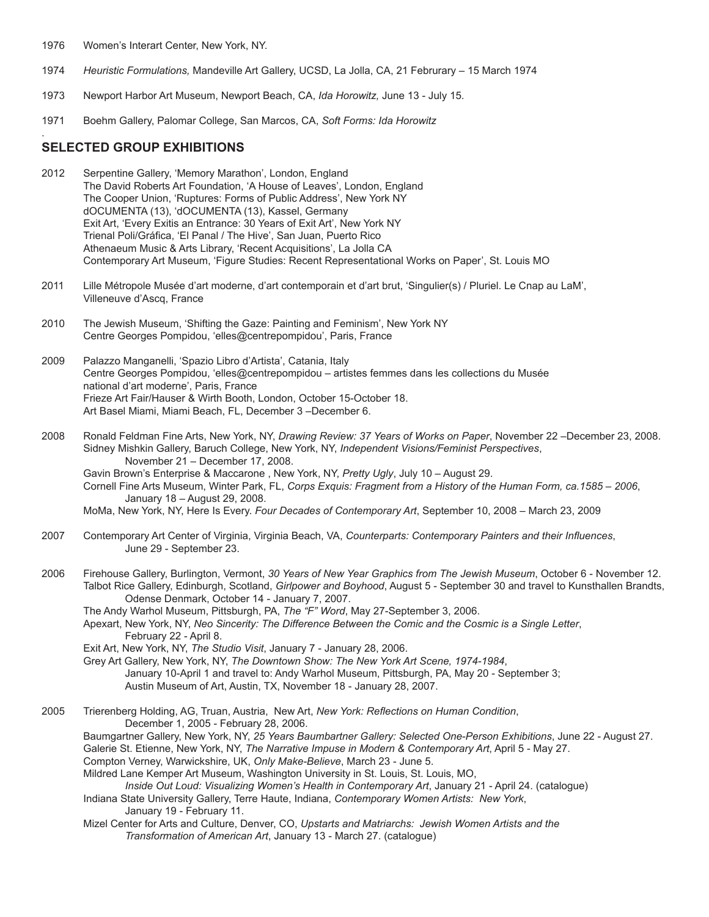1976 Women's Interart Center, New York, NY.

1974 *Heuristic Formulations,* Mandeville Art Gallery, UCSD, La Jolla, CA, 21 Februrary – 15 March 1974

1973 Newport Harbor Art Museum, Newport Beach, CA, *Ida Horowitz,* June 13 - July 15.

1971 Boehm Gallery, Palomar College, San Marcos, CA, *Soft Forms: Ida Horowitz*

.

## SELECTED GROUP EXHIBITIONS

2012 Serpentine Gallery, 'Memory Marathon', London, England
The David Roberts Art Foundation, 'A House of Leaves', London, England
The Cooper Union, 'Ruptures: Forms of Public Address', New York NY
dOCUMENTA (13), 'dOCUMENTA (13), Kassel, Germany
Exit Art, 'Every Exitis an Entrance: 30 Years of Exit Art', New York NY
Trienal Poli/Gráfica, 'El Panal / The Hive', San Juan, Puerto Rico
Athenaeum Music & Arts Library, 'Recent Acquisitions', La Jolla CA
Contemporary Art Museum, 'Figure Studies: Recent Representational Works on Paper', St. Louis MO

2011 Lille Métropole Musée d'art moderne, d'art contemporain et d'art brut, 'Singulier(s) / Pluriel. Le Cnap au LaM', Villeneuve d'Ascq, France

2010 The Jewish Museum, 'Shifting the Gaze: Painting and Feminism', New York NY
Centre Georges Pompidou, 'elles@centrepompidou', Paris, France

2009 Palazzo Manganelli, 'Spazio Libro d'Artista', Catania, Italy
Centre Georges Pompidou, 'elles@centrepompidou – artistes femmes dans les collections du Musée national d'art moderne', Paris, France
Frieze Art Fair/Hauser & Wirth Booth, London, October 15-October 18.
Art Basel Miami, Miami Beach, FL, December 3 –December 6.

2008 Ronald Feldman Fine Arts, New York, NY, *Drawing Review: 37 Years of Works on Paper*, November 22 –December 23, 2008.
Sidney Mishkin Gallery, Baruch College, New York, NY, *Independent Visions/Feminist Perspectives*, November 21 – December 17, 2008.
Gavin Brown's Enterprise & Maccarone , New York, NY, *Pretty Ugly*, July 10 – August 29.
Cornell Fine Arts Museum, Winter Park, FL, *Corps Exquis: Fragment from a History of the Human Form, ca.1585 – 2006*, January 18 – August 29, 2008.
MoMa, New York, NY, Here Is Every. *Four Decades of Contemporary Art*, September 10, 2008 – March 23, 2009

2007 Contemporary Art Center of Virginia, Virginia Beach, VA, *Counterparts: Contemporary Painters and their Influences*, June 29 - September 23.

2006 Firehouse Gallery, Burlington, Vermont, *30 Years of New Year Graphics from The Jewish Museum*, October 6 - November 12.
Talbot Rice Gallery, Edinburgh, Scotland, *Girlpower and Boyhood*, August 5 - September 30 and travel to Kunsthallen Brandts, Odense Denmark, October 14 - January 7, 2007.
The Andy Warhol Museum, Pittsburgh, PA, *The "F" Word*, May 27-September 3, 2006.
Apexart, New York, NY, *Neo Sincerity: The Difference Between the Comic and the Cosmic is a Single Letter*, February 22 - April 8.
Exit Art, New York, NY, *The Studio Visit*, January 7 - January 28, 2006.
Grey Art Gallery, New York, NY, *The Downtown Show: The New York Art Scene, 1974-1984*, January 10-April 1 and travel to: Andy Warhol Museum, Pittsburgh, PA, May 20 - September 3; Austin Museum of Art, Austin, TX, November 18 - January 28, 2007.

2005 Trierenberg Holding, AG, Truan, Austria, New Art, *New York: Reflections on Human Condition*, December 1, 2005 - February 28, 2006.
Baumgartner Gallery, New York, NY, *25 Years Baumbartner Gallery: Selected One-Person Exhibitions*, June 22 - August 27.
Galerie St. Etienne, New York, NY, *The Narrative Impuse in Modern & Contemporary Art*, April 5 - May 27.
Compton Verney, Warwickshire, UK, *Only Make-Believe*, March 23 - June 5.
Mildred Lane Kemper Art Museum, Washington University in St. Louis, St. Louis, MO, *Inside Out Loud: Visualizing Women's Health in Contemporary Art*, January 21 - April 24. (catalogue)
Indiana State University Gallery, Terre Haute, Indiana, *Contemporary Women Artists: New York*, January 19 - February 11.
Mizel Center for Arts and Culture, Denver, CO, *Upstarts and Matriarchs: Jewish Women Artists and the Transformation of American Art*, January 13 - March 27. (catalogue)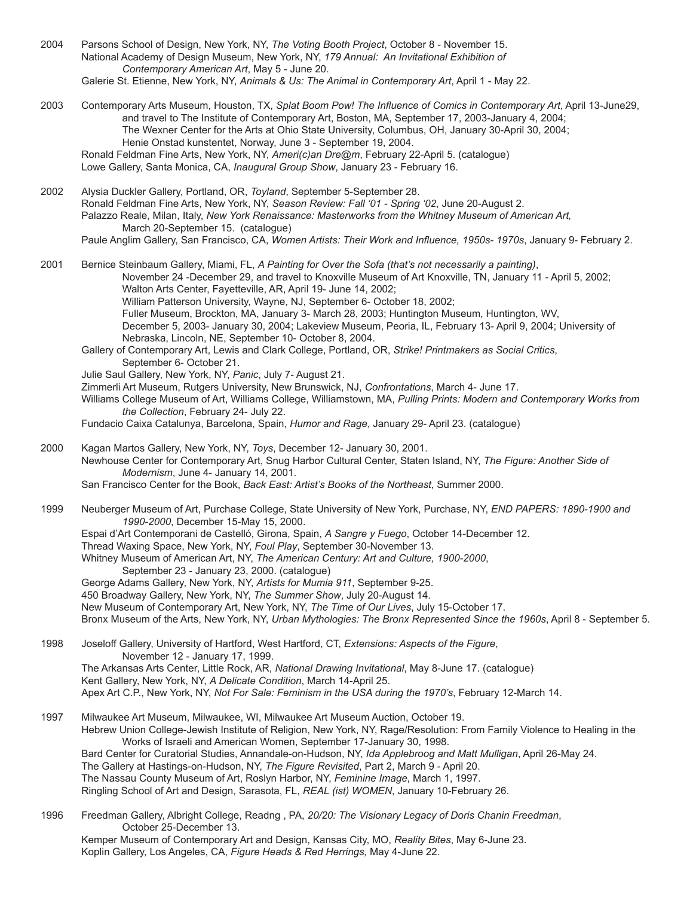2004 Parsons School of Design, New York, NY, *The Voting Booth Project*, October 8 - November 15.
National Academy of Design Museum, New York, NY, *179 Annual: An Invitational Exhibition of Contemporary American Art*, May 5 - June 20.
Galerie St. Etienne, New York, NY, *Animals & Us: The Animal in Contemporary Art*, April 1 - May 22.

2003 Contemporary Arts Museum, Houston, TX, *Splat Boom Pow! The Influence of Comics in Contemporary Art*, April 13-June29, and travel to The Institute of Contemporary Art, Boston, MA, September 17, 2003-January 4, 2004; The Wexner Center for the Arts at Ohio State University, Columbus, OH, January 30-April 30, 2004; Henie Onstad kunstentet, Norway, June 3 - September 19, 2004.
Ronald Feldman Fine Arts, New York, NY, *Ameri(c)an Dre@m*, February 22-April 5. (catalogue)
Lowe Gallery, Santa Monica, CA, *Inaugural Group Show*, January 23 - February 16.

2002 Alysia Duckler Gallery, Portland, OR, *Toyland*, September 5-September 28.
Ronald Feldman Fine Arts, New York, NY, *Season Review: Fall '01 - Spring '02*, June 20-August 2.
Palazzo Reale, Milan, Italy, *New York Renaissance: Masterworks from the Whitney Museum of American Art,* March 20-September 15. (catalogue)
Paule Anglim Gallery, San Francisco, CA, *Women Artists: Their Work and Influence, 1950s- 1970s*, January 9- February 2.

2001 Bernice Steinbaum Gallery, Miami, FL, *A Painting for Over the Sofa (that's not necessarily a painting)*, November 24 -December 29, and travel to Knoxville Museum of Art Knoxville, TN, January 11 - April 5, 2002; Walton Arts Center, Fayetteville, AR, April 19- June 14, 2002; William Patterson University, Wayne, NJ, September 6- October 18, 2002; Fuller Museum, Brockton, MA, January 3- March 28, 2003; Huntington Museum, Huntington, WV, December 5, 2003- January 30, 2004; Lakeview Museum, Peoria, IL, February 13- April 9, 2004; University of Nebraska, Lincoln, NE, September 10- October 8, 2004.
Gallery of Contemporary Art, Lewis and Clark College, Portland, OR, *Strike! Printmakers as Social Critics*, September 6- October 21.
Julie Saul Gallery, New York, NY, *Panic*, July 7- August 21.
Zimmerli Art Museum, Rutgers University, New Brunswick, NJ, *Confrontations*, March 4- June 17.
Williams College Museum of Art, Williams College, Williamstown, MA, *Pulling Prints: Modern and Contemporary Works from the Collection*, February 24- July 22.
Fundacio Caixa Catalunya, Barcelona, Spain, *Humor and Rage*, January 29- April 23. (catalogue)

2000 Kagan Martos Gallery, New York, NY, *Toys*, December 12- January 30, 2001.
Newhouse Center for Contemporary Art, Snug Harbor Cultural Center, Staten Island, NY, *The Figure: Another Side of Modernism*, June 4- January 14, 2001.
San Francisco Center for the Book, *Back East: Artist's Books of the Northeast*, Summer 2000.

1999 Neuberger Museum of Art, Purchase College, State University of New York, Purchase, NY, *END PAPERS: 1890-1900 and 1990-2000*, December 15-May 15, 2000.
Espai d'Art Contemporani de Castelló, Girona, Spain, *A Sangre y Fuego*, October 14-December 12.
Thread Waxing Space, New York, NY, *Foul Play*, September 30-November 13.
Whitney Museum of American Art, NY, *The American Century: Art and Culture, 1900-2000*, September 23 - January 23, 2000. (catalogue)
George Adams Gallery, New York, NY, *Artists for Mumia 911*, September 9-25.
450 Broadway Gallery, New York, NY, *The Summer Show*, July 20-August 14.
New Museum of Contemporary Art, New York, NY, *The Time of Our Lives*, July 15-October 17.
Bronx Museum of the Arts, New York, NY, *Urban Mythologies: The Bronx Represented Since the 1960s*, April 8 - September 5.

1998 Joseloff Gallery, University of Hartford, West Hartford, CT, *Extensions: Aspects of the Figure*, November 12 - January 17, 1999.
The Arkansas Arts Center, Little Rock, AR, *National Drawing Invitational*, May 8-June 17. (catalogue)
Kent Gallery, New York, NY, *A Delicate Condition*, March 14-April 25.
Apex Art C.P., New York, NY, *Not For Sale: Feminism in the USA during the 1970's*, February 12-March 14.

1997 Milwaukee Art Museum, Milwaukee, WI, Milwaukee Art Museum Auction, October 19.
Hebrew Union College-Jewish Institute of Religion, New York, NY, Rage/Resolution: From Family Violence to Healing in the Works of Israeli and American Women, September 17-January 30, 1998.
Bard Center for Curatorial Studies, Annandale-on-Hudson, NY, *Ida Applebroog and Matt Mulligan*, April 26-May 24.
The Gallery at Hastings-on-Hudson, NY, *The Figure Revisited*, Part 2, March 9 - April 20.
The Nassau County Museum of Art, Roslyn Harbor, NY, *Feminine Image*, March 1, 1997.
Ringling School of Art and Design, Sarasota, FL, *REAL (ist) WOMEN*, January 10-February 26.

1996 Freedman Gallery, Albright College, Readng , PA, *20/20: The Visionary Legacy of Doris Chanin Freedman*, October 25-December 13.
Kemper Museum of Contemporary Art and Design, Kansas City, MO, *Reality Bites*, May 6-June 23.
Koplin Gallery, Los Angeles, CA, *Figure Heads & Red Herrings,* May 4-June 22.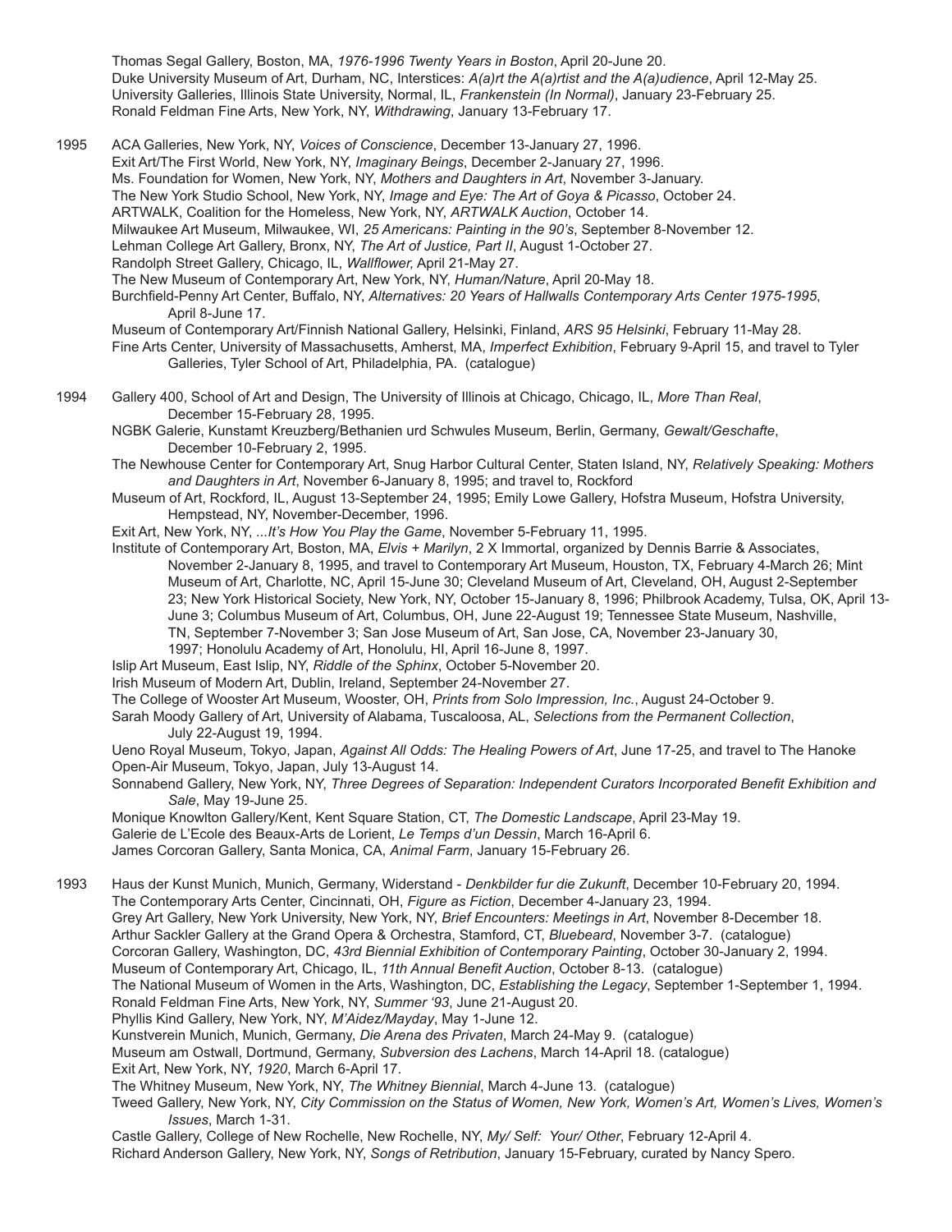Thomas Segal Gallery, Boston, MA, *1976-1996 Twenty Years in Boston*, April 20-June 20.
Duke University Museum of Art, Durham, NC, Interstices: *A(a)rt the A(a)rtist and the A(a)udience*, April 12-May 25.
University Galleries, Illinois State University, Normal, IL, *Frankenstein (In Normal)*, January 23-February 25.
Ronald Feldman Fine Arts, New York, NY, *Withdrawing*, January 13-February 17.

1995 ACA Galleries, New York, NY, *Voices of Conscience*, December 13-January 27, 1996.
Exit Art/The First World, New York, NY, *Imaginary Beings*, December 2-January 27, 1996.
Ms. Foundation for Women, New York, NY, *Mothers and Daughters in Art*, November 3-January.
The New York Studio School, New York, NY, *Image and Eye: The Art of Goya & Picasso*, October 24.
ARTWALK, Coalition for the Homeless, New York, NY, *ARTWALK Auction*, October 14.
Milwaukee Art Museum, Milwaukee, WI, *25 Americans: Painting in the 90's*, September 8-November 12.
Lehman College Art Gallery, Bronx, NY, *The Art of Justice, Part II*, August 1-October 27.
Randolph Street Gallery, Chicago, IL, *Wallflower,* April 21-May 27.
The New Museum of Contemporary Art, New York, NY, *Human/Nature*, April 20-May 18.
Burchfield-Penny Art Center, Buffalo, NY, *Alternatives: 20 Years of Hallwalls Contemporary Arts Center 1975-1995*, April 8-June 17.
Museum of Contemporary Art/Finnish National Gallery, Helsinki, Finland, *ARS 95 Helsinki*, February 11-May 28.
Fine Arts Center, University of Massachusetts, Amherst, MA, *Imperfect Exhibition*, February 9-April 15, and travel to Tyler Galleries, Tyler School of Art, Philadelphia, PA. (catalogue)

1994 Gallery 400, School of Art and Design, The University of Illinois at Chicago, Chicago, IL, *More Than Real*, December 15-February 28, 1995.
NGBK Galerie, Kunstamt Kreuzberg/Bethanien urd Schwules Museum, Berlin, Germany, *Gewalt/Geschafte*, December 10-February 2, 1995.
The Newhouse Center for Contemporary Art, Snug Harbor Cultural Center, Staten Island, NY, *Relatively Speaking: Mothers and Daughters in Art*, November 6-January 8, 1995; and travel to, Rockford
Museum of Art, Rockford, IL, August 13-September 24, 1995; Emily Lowe Gallery, Hofstra Museum, Hofstra University, Hempstead, NY, November-December, 1996.
Exit Art, New York, NY, *...It's How You Play the Game*, November 5-February 11, 1995.
Institute of Contemporary Art, Boston, MA, *Elvis + Marilyn*, 2 X Immortal, organized by Dennis Barrie & Associates, November 2-January 8, 1995, and travel to Contemporary Art Museum, Houston, TX, February 4-March 26; Mint Museum of Art, Charlotte, NC, April 15-June 30; Cleveland Museum of Art, Cleveland, OH, August 2-September 23; New York Historical Society, New York, NY, October 15-January 8, 1996; Philbrook Academy, Tulsa, OK, April 13-June 3; Columbus Museum of Art, Columbus, OH, June 22-August 19; Tennessee State Museum, Nashville, TN, September 7-November 3; San Jose Museum of Art, San Jose, CA, November 23-January 30, 1997; Honolulu Academy of Art, Honolulu, HI, April 16-June 8, 1997.
Islip Art Museum, East Islip, NY, *Riddle of the Sphinx*, October 5-November 20.
Irish Museum of Modern Art, Dublin, Ireland, September 24-November 27.
The College of Wooster Art Museum, Wooster, OH, *Prints from Solo Impression, Inc.*, August 24-October 9.
Sarah Moody Gallery of Art, University of Alabama, Tuscaloosa, AL, *Selections from the Permanent Collection*, July 22-August 19, 1994.
Ueno Royal Museum, Tokyo, Japan, *Against All Odds: The Healing Powers of Art*, June 17-25, and travel to The Hanoke Open-Air Museum, Tokyo, Japan, July 13-August 14.
Sonnabend Gallery, New York, NY, *Three Degrees of Separation: Independent Curators Incorporated Benefit Exhibition and Sale*, May 19-June 25.
Monique Knowlton Gallery/Kent, Kent Square Station, CT, *The Domestic Landscape*, April 23-May 19.
Galerie de L'Ecole des Beaux-Arts de Lorient, *Le Temps d'un Dessin*, March 16-April 6.
James Corcoran Gallery, Santa Monica, CA, *Animal Farm*, January 15-February 26.

1993 Haus der Kunst Munich, Munich, Germany, Widerstand - *Denkbilder fur die Zukunft*, December 10-February 20, 1994.
The Contemporary Arts Center, Cincinnati, OH, *Figure as Fiction*, December 4-January 23, 1994.
Grey Art Gallery, New York University, New York, NY, *Brief Encounters: Meetings in Art*, November 8-December 18.
Arthur Sackler Gallery at the Grand Opera & Orchestra, Stamford, CT, *Bluebeard*, November 3-7. (catalogue)
Corcoran Gallery, Washington, DC, *43rd Biennial Exhibition of Contemporary Painting*, October 30-January 2, 1994.
Museum of Contemporary Art, Chicago, IL, *11th Annual Benefit Auction*, October 8-13. (catalogue)
The National Museum of Women in the Arts, Washington, DC, *Establishing the Legacy*, September 1-September 1, 1994.
Ronald Feldman Fine Arts, New York, NY, *Summer '93*, June 21-August 20.
Phyllis Kind Gallery, New York, NY, *M'Aidez/Mayday*, May 1-June 12.
Kunstverein Munich, Munich, Germany, *Die Arena des Privaten*, March 24-May 9. (catalogue)
Museum am Ostwall, Dortmund, Germany, *Subversion des Lachens*, March 14-April 18. (catalogue)
Exit Art, New York, NY, *1920*, March 6-April 17.
The Whitney Museum, New York, NY, *The Whitney Biennial*, March 4-June 13. (catalogue)
Tweed Gallery, New York, NY, *City Commission on the Status of Women, New York, Women's Art, Women's Lives, Women's Issues*, March 1-31.
Castle Gallery, College of New Rochelle, New Rochelle, NY, *My/ Self: Your/ Other*, February 12-April 4.
Richard Anderson Gallery, New York, NY, *Songs of Retribution*, January 15-February, curated by Nancy Spero.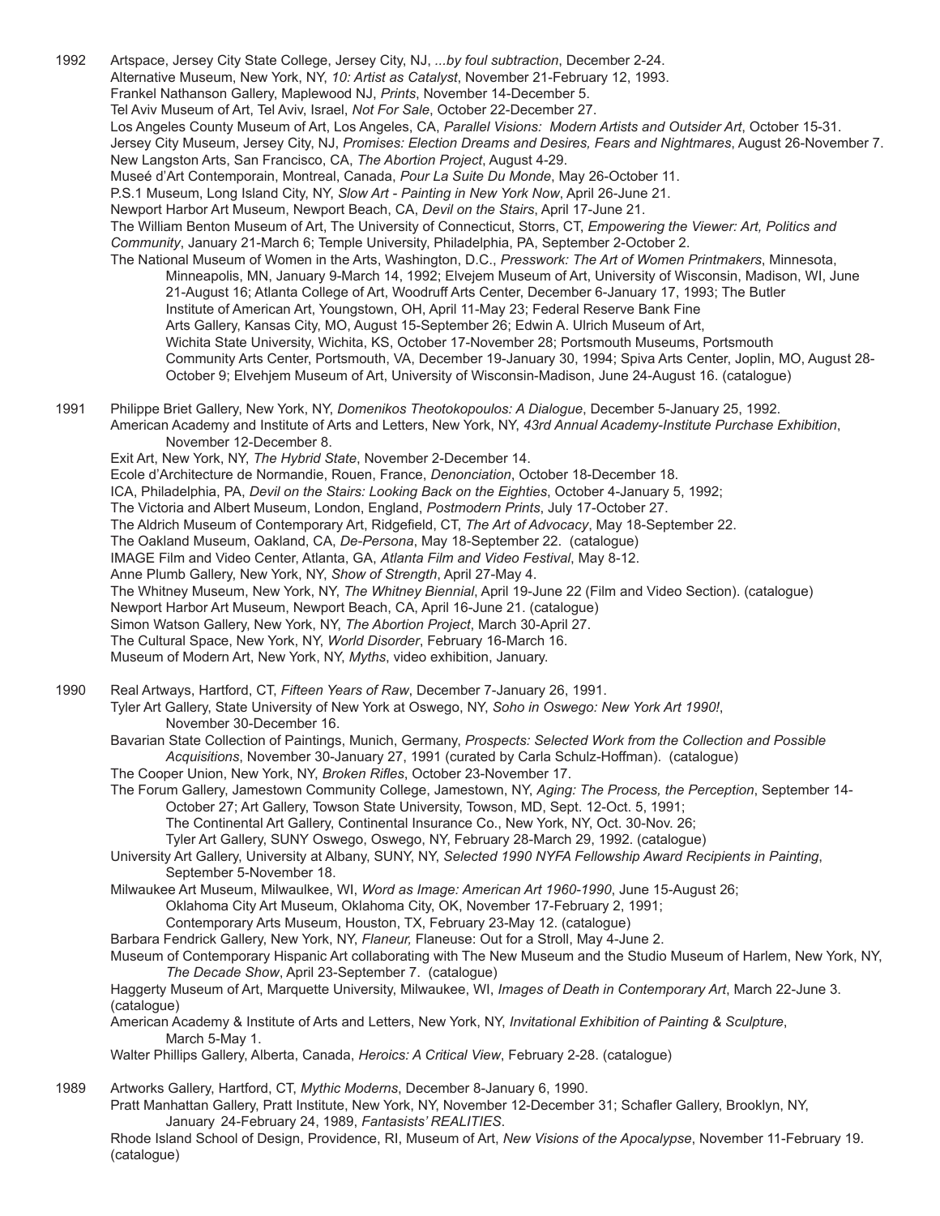1992 Artspace, Jersey City State College, Jersey City, NJ, *...by foul subtraction*, December 2-24.
Alternative Museum, New York, NY, *10: Artist as Catalyst*, November 21-February 12, 1993.
Frankel Nathanson Gallery, Maplewood NJ, *Prints*, November 14-December 5.
Tel Aviv Museum of Art, Tel Aviv, Israel, *Not For Sale*, October 22-December 27.
Los Angeles County Museum of Art, Los Angeles, CA, *Parallel Visions: Modern Artists and Outsider Art*, October 15-31.
Jersey City Museum, Jersey City, NJ, *Promises: Election Dreams and Desires, Fears and Nightmares*, August 26-November 7.
New Langston Arts, San Francisco, CA, *The Abortion Project*, August 4-29.
Museé d'Art Contemporain, Montreal, Canada, *Pour La Suite Du Monde*, May 26-October 11.
P.S.1 Museum, Long Island City, NY, *Slow Art - Painting in New York Now*, April 26-June 21.
Newport Harbor Art Museum, Newport Beach, CA, *Devil on the Stairs*, April 17-June 21.
The William Benton Museum of Art, The University of Connecticut, Storrs, CT, *Empowering the Viewer: Art, Politics and Community*, January 21-March 6; Temple University, Philadelphia, PA, September 2-October 2.
The National Museum of Women in the Arts, Washington, D.C., *Presswork: The Art of Women Printmakers*, Minnesota, Minneapolis, MN, January 9-March 14, 1992; Elvejem Museum of Art, University of Wisconsin, Madison, WI, June 21-August 16; Atlanta College of Art, Woodruff Arts Center, December 6-January 17, 1993; The Butler Institute of American Art, Youngstown, OH, April 11-May 23; Federal Reserve Bank Fine Arts Gallery, Kansas City, MO, August 15-September 26; Edwin A. Ulrich Museum of Art, Wichita State University, Wichita, KS, October 17-November 28; Portsmouth Museums, Portsmouth Community Arts Center, Portsmouth, VA, December 19-January 30, 1994; Spiva Arts Center, Joplin, MO, August 28-October 9; Elvehjem Museum of Art, University of Wisconsin-Madison, June 24-August 16. (catalogue)

1991 Philippe Briet Gallery, New York, NY, *Domenikos Theotokopoulos: A Dialogue*, December 5-January 25, 1992.
American Academy and Institute of Arts and Letters, New York, NY, *43rd Annual Academy-Institute Purchase Exhibition*, November 12-December 8.
Exit Art, New York, NY, *The Hybrid State*, November 2-December 14.
Ecole d'Architecture de Normandie, Rouen, France, *Denonciation*, October 18-December 18.
ICA, Philadelphia, PA, *Devil on the Stairs: Looking Back on the Eighties*, October 4-January 5, 1992;
The Victoria and Albert Museum, London, England, *Postmodern Prints*, July 17-October 27.
The Aldrich Museum of Contemporary Art, Ridgefield, CT, *The Art of Advocacy*, May 18-September 22.
The Oakland Museum, Oakland, CA, *De-Persona*, May 18-September 22. (catalogue)
IMAGE Film and Video Center, Atlanta, GA, *Atlanta Film and Video Festival*, May 8-12.
Anne Plumb Gallery, New York, NY, *Show of Strength*, April 27-May 4.
The Whitney Museum, New York, NY, *The Whitney Biennial*, April 19-June 22 (Film and Video Section). (catalogue)
Newport Harbor Art Museum, Newport Beach, CA, April 16-June 21. (catalogue)
Simon Watson Gallery, New York, NY, *The Abortion Project*, March 30-April 27.
The Cultural Space, New York, NY, *World Disorder*, February 16-March 16.
Museum of Modern Art, New York, NY, *Myths*, video exhibition, January.

1990 Real Artways, Hartford, CT, *Fifteen Years of Raw*, December 7-January 26, 1991.
Tyler Art Gallery, State University of New York at Oswego, NY, *Soho in Oswego: New York Art 1990!*, November 30-December 16.
Bavarian State Collection of Paintings, Munich, Germany, *Prospects: Selected Work from the Collection and Possible Acquisitions*, November 30-January 27, 1991 (curated by Carla Schulz-Hoffman). (catalogue)
The Cooper Union, New York, NY, *Broken Rifles*, October 23-November 17.
The Forum Gallery, Jamestown Community College, Jamestown, NY, *Aging: The Process, the Perception*, September 14-October 27; Art Gallery, Towson State University, Towson, MD, Sept. 12-Oct. 5, 1991; The Continental Art Gallery, Continental Insurance Co., New York, NY, Oct. 30-Nov. 26; Tyler Art Gallery, SUNY Oswego, Oswego, NY, February 28-March 29, 1992. (catalogue)
University Art Gallery, University at Albany, SUNY, NY, *Selected 1990 NYFA Fellowship Award Recipients in Painting*, September 5-November 18.
Milwaukee Art Museum, Milwaulkee, WI, *Word as Image: American Art 1960-1990*, June 15-August 26; Oklahoma City Art Museum, Oklahoma City, OK, November 17-February 2, 1991; Contemporary Arts Museum, Houston, TX, February 23-May 12. (catalogue)
Barbara Fendrick Gallery, New York, NY, *Flaneur,* Flaneuse: Out for a Stroll, May 4-June 2.
Museum of Contemporary Hispanic Art collaborating with The New Museum and the Studio Museum of Harlem, New York, NY, *The Decade Show*, April 23-September 7. (catalogue)
Haggerty Museum of Art, Marquette University, Milwaukee, WI, *Images of Death in Contemporary Art*, March 22-June 3. (catalogue)
American Academy & Institute of Arts and Letters, New York, NY, *Invitational Exhibition of Painting & Sculpture*, March 5-May 1.
Walter Phillips Gallery, Alberta, Canada, *Heroics: A Critical View*, February 2-28. (catalogue)

1989 Artworks Gallery, Hartford, CT, *Mythic Moderns*, December 8-January 6, 1990.
Pratt Manhattan Gallery, Pratt Institute, New York, NY, November 12-December 31; Schafler Gallery, Brooklyn, NY, January 24-February 24, 1989, *Fantasists' REALITIES*.
Rhode Island School of Design, Providence, RI, Museum of Art, *New Visions of the Apocalypse*, November 11-February 19. (catalogue)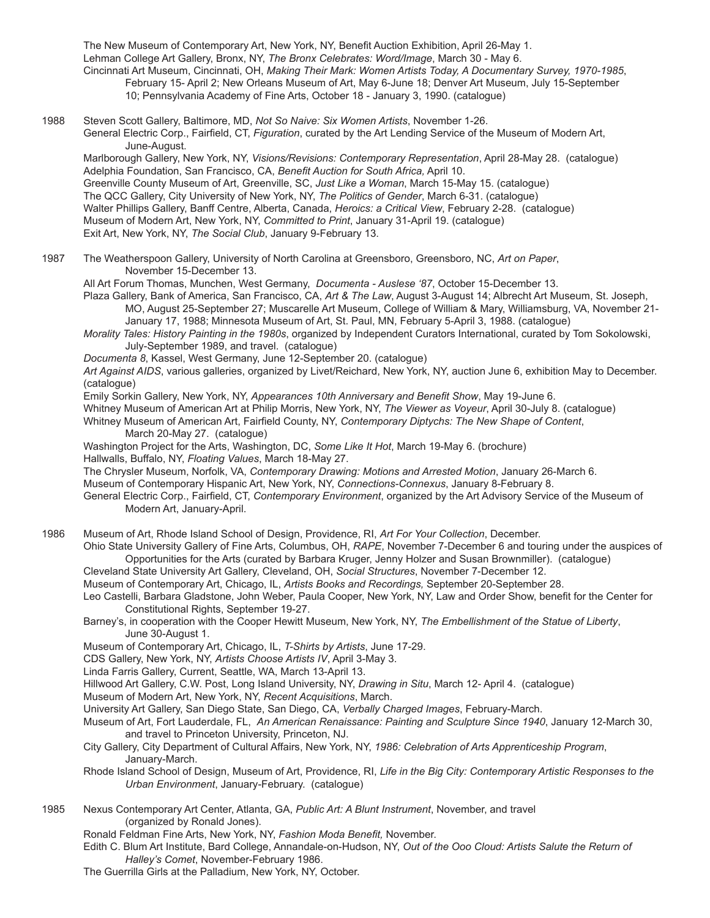The New Museum of Contemporary Art, New York, NY, Benefit Auction Exhibition, April 26-May 1.
Lehman College Art Gallery, Bronx, NY, *The Bronx Celebrates: Word/Image*, March 30 - May 6.
Cincinnati Art Museum, Cincinnati, OH, *Making Their Mark: Women Artists Today, A Documentary Survey, 1970-1985*, February 15- April 2; New Orleans Museum of Art, May 6-June 18; Denver Art Museum, July 15-September 10; Pennsylvania Academy of Fine Arts, October 18 - January 3, 1990. (catalogue)

1988 Steven Scott Gallery, Baltimore, MD, *Not So Naive: Six Women Artists*, November 1-26.
General Electric Corp., Fairfield, CT, *Figuration*, curated by the Art Lending Service of the Museum of Modern Art, June-August.
Marlborough Gallery, New York, NY, *Visions/Revisions: Contemporary Representation*, April 28-May 28. (catalogue)
Adelphia Foundation, San Francisco, CA, *Benefit Auction for South Africa,* April 10.
Greenville County Museum of Art, Greenville, SC, *Just Like a Woman*, March 15-May 15. (catalogue)
The QCC Gallery, City University of New York, NY, *The Politics of Gender*, March 6-31. (catalogue)
Walter Phillips Gallery, Banff Centre, Alberta, Canada, *Heroics: a Critical View*, February 2-28. (catalogue)
Museum of Modern Art, New York, NY, *Committed to Print*, January 31-April 19. (catalogue)
Exit Art, New York, NY, *The Social Club*, January 9-February 13.

1987 The Weatherspoon Gallery, University of North Carolina at Greensboro, Greensboro, NC, *Art on Paper*, November 15-December 13.
All Art Forum Thomas, Munchen, West Germany, *Documenta - Auslese '87*, October 15-December 13.
Plaza Gallery, Bank of America, San Francisco, CA, *Art & The Law*, August 3-August 14; Albrecht Art Museum, St. Joseph, MO, August 25-September 27; Muscarelle Art Museum, College of William & Mary, Williamsburg, VA, November 21-January 17, 1988; Minnesota Museum of Art, St. Paul, MN, February 5-April 3, 1988. (catalogue)
*Morality Tales: History Painting in the 1980s*, organized by Independent Curators International, curated by Tom Sokolowski, July-September 1989, and travel. (catalogue)
*Documenta 8*, Kassel, West Germany, June 12-September 20. (catalogue)
*Art Against AIDS*, various galleries, organized by Livet/Reichard, New York, NY, auction June 6, exhibition May to December. (catalogue)
Emily Sorkin Gallery, New York, NY, *Appearances 10th Anniversary and Benefit Show*, May 19-June 6.
Whitney Museum of American Art at Philip Morris, New York, NY, *The Viewer as Voyeur*, April 30-July 8. (catalogue)
Whitney Museum of American Art, Fairfield County, NY, *Contemporary Diptychs: The New Shape of Content*, March 20-May 27. (catalogue)
Washington Project for the Arts, Washington, DC, *Some Like It Hot*, March 19-May 6. (brochure)
Hallwalls, Buffalo, NY, *Floating Values*, March 18-May 27.
The Chrysler Museum, Norfolk, VA, *Contemporary Drawing: Motions and Arrested Motion*, January 26-March 6.
Museum of Contemporary Hispanic Art, New York, NY, *Connections-Connexus*, January 8-February 8.
General Electric Corp., Fairfield, CT, *Contemporary Environment*, organized by the Art Advisory Service of the Museum of Modern Art, January-April.

1986 Museum of Art, Rhode Island School of Design, Providence, RI, *Art For Your Collection*, December.
Ohio State University Gallery of Fine Arts, Columbus, OH, *RAPE*, November 7-December 6 and touring under the auspices of Opportunities for the Arts (curated by Barbara Kruger, Jenny Holzer and Susan Brownmiller). (catalogue)
Cleveland State University Art Gallery, Cleveland, OH, *Social Structures*, November 7-December 12.
Museum of Contemporary Art, Chicago, IL, *Artists Books and Recordings,* September 20-September 28.
Leo Castelli, Barbara Gladstone, John Weber, Paula Cooper, New York, NY, Law and Order Show, benefit for the Center for Constitutional Rights, September 19-27.
Barney's, in cooperation with the Cooper Hewitt Museum, New York, NY, *The Embellishment of the Statue of Liberty*, June 30-August 1.
Museum of Contemporary Art, Chicago, IL, *T-Shirts by Artists*, June 17-29.
CDS Gallery, New York, NY, *Artists Choose Artists IV*, April 3-May 3.
Linda Farris Gallery, Current, Seattle, WA, March 13-April 13.
Hillwood Art Gallery, C.W. Post, Long Island University, NY, *Drawing in Situ*, March 12- April 4. (catalogue)
Museum of Modern Art, New York, NY, *Recent Acquisitions*, March.
University Art Gallery, San Diego State, San Diego, CA, *Verbally Charged Images*, February-March.
Museum of Art, Fort Lauderdale, FL, *An American Renaissance: Painting and Sculpture Since 1940*, January 12-March 30, and travel to Princeton University, Princeton, NJ.
City Gallery, City Department of Cultural Affairs, New York, NY, *1986: Celebration of Arts Apprenticeship Program*, January-March.
Rhode Island School of Design, Museum of Art, Providence, RI, *Life in the Big City: Contemporary Artistic Responses to the Urban Environment*, January-February. (catalogue)

1985 Nexus Contemporary Art Center, Atlanta, GA, *Public Art: A Blunt Instrument*, November, and travel (organized by Ronald Jones).
Ronald Feldman Fine Arts, New York, NY, *Fashion Moda Benefit,* November.
Edith C. Blum Art Institute, Bard College, Annandale-on-Hudson, NY, *Out of the Ooo Cloud: Artists Salute the Return of Halley's Comet*, November-February 1986.
The Guerrilla Girls at the Palladium, New York, NY, October.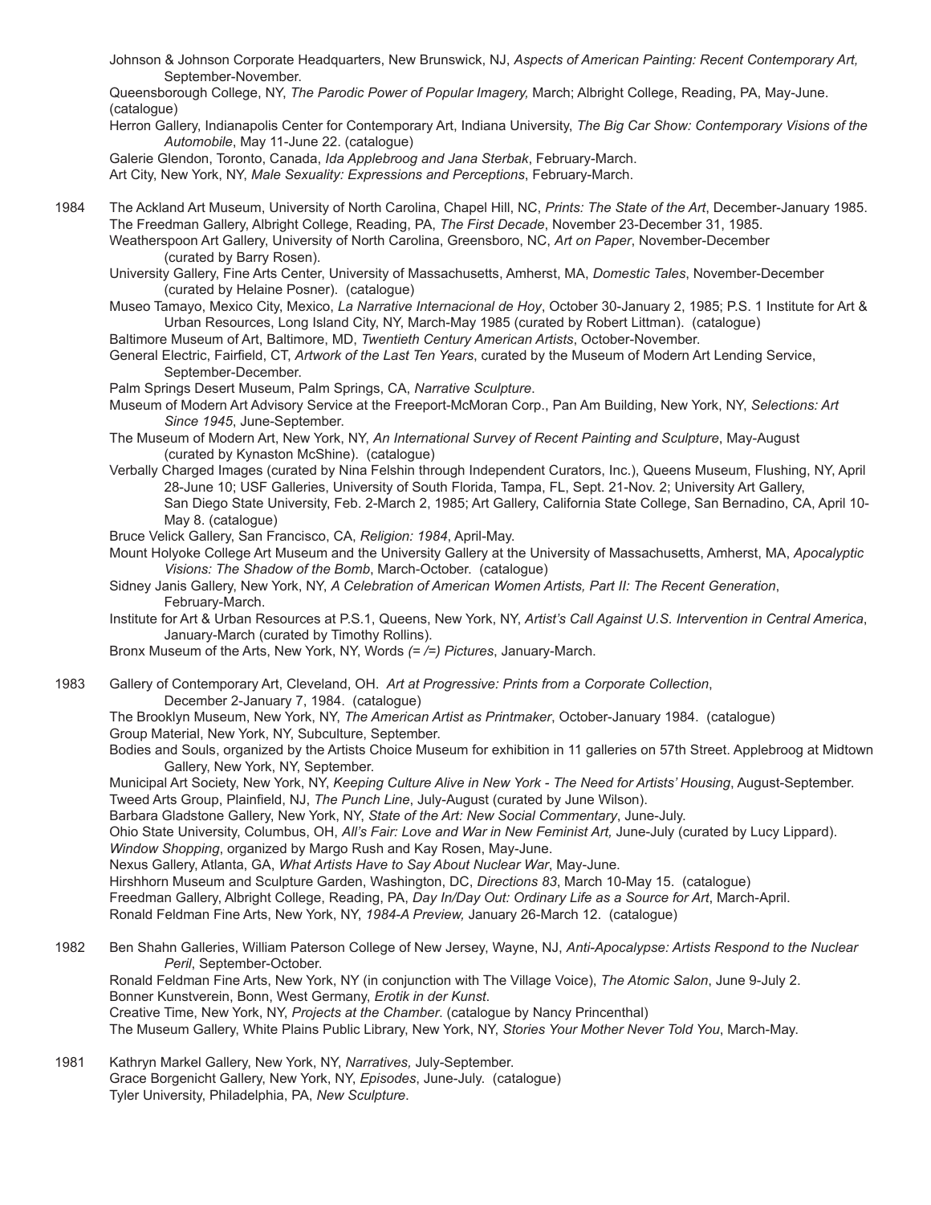Johnson & Johnson Corporate Headquarters, New Brunswick, NJ, *Aspects of American Painting: Recent Contemporary Art,* September-November.

Queensborough College, NY, *The Parodic Power of Popular Imagery,* March; Albright College, Reading, PA, May-June. (catalogue)

Herron Gallery, Indianapolis Center for Contemporary Art, Indiana University, *The Big Car Show: Contemporary Visions of the Automobile*, May 11-June 22. (catalogue)

Galerie Glendon, Toronto, Canada, *Ida Applebroog and Jana Sterbak*, February-March.

Art City, New York, NY, *Male Sexuality: Expressions and Perceptions*, February-March.

1984 The Ackland Art Museum, University of North Carolina, Chapel Hill, NC, *Prints: The State of the Art*, December-January 1985.

The Freedman Gallery, Albright College, Reading, PA, *The First Decade*, November 23-December 31, 1985.

Weatherspoon Art Gallery, University of North Carolina, Greensboro, NC, *Art on Paper*, November-December (curated by Barry Rosen).

University Gallery, Fine Arts Center, University of Massachusetts, Amherst, MA, *Domestic Tales*, November-December (curated by Helaine Posner). (catalogue)

Museo Tamayo, Mexico City, Mexico, *La Narrative Internacional de Hoy*, October 30-January 2, 1985; P.S. 1 Institute for Art & Urban Resources, Long Island City, NY, March-May 1985 (curated by Robert Littman). (catalogue)

Baltimore Museum of Art, Baltimore, MD, *Twentieth Century American Artists*, October-November.

General Electric, Fairfield, CT, *Artwork of the Last Ten Years*, curated by the Museum of Modern Art Lending Service, September-December.

Palm Springs Desert Museum, Palm Springs, CA, *Narrative Sculpture*.

Museum of Modern Art Advisory Service at the Freeport-McMoran Corp., Pan Am Building, New York, NY, *Selections: Art Since 1945*, June-September.

The Museum of Modern Art, New York, NY, *An International Survey of Recent Painting and Sculpture*, May-August (curated by Kynaston McShine). (catalogue)

Verbally Charged Images (curated by Nina Felshin through Independent Curators, Inc.), Queens Museum, Flushing, NY, April 28-June 10; USF Galleries, University of South Florida, Tampa, FL, Sept. 21-Nov. 2; University Art Gallery, San Diego State University, Feb. 2-March 2, 1985; Art Gallery, California State College, San Bernadino, CA, April 10-May 8. (catalogue)

Bruce Velick Gallery, San Francisco, CA, *Religion: 1984*, April-May.

Mount Holyoke College Art Museum and the University Gallery at the University of Massachusetts, Amherst, MA, *Apocalyptic Visions: The Shadow of the Bomb*, March-October. (catalogue)

Sidney Janis Gallery, New York, NY, *A Celebration of American Women Artists, Part II: The Recent Generation*, February-March.

Institute for Art & Urban Resources at P.S.1, Queens, New York, NY, *Artist's Call Against U.S. Intervention in Central America*, January-March (curated by Timothy Rollins).

Bronx Museum of the Arts, New York, NY, Words *(= /=) Pictures*, January-March.

1983 Gallery of Contemporary Art, Cleveland, OH. *Art at Progressive: Prints from a Corporate Collection*, December 2-January 7, 1984. (catalogue)

The Brooklyn Museum, New York, NY, *The American Artist as Printmaker*, October-January 1984. (catalogue)

Group Material, New York, NY, Subculture, September.

Bodies and Souls, organized by the Artists Choice Museum for exhibition in 11 galleries on 57th Street. Applebroog at Midtown Gallery, New York, NY, September.

Municipal Art Society, New York, NY, *Keeping Culture Alive in New York - The Need for Artists' Housing*, August-September.

Tweed Arts Group, Plainfield, NJ, *The Punch Line*, July-August (curated by June Wilson).

Barbara Gladstone Gallery, New York, NY, *State of the Art: New Social Commentary*, June-July.

Ohio State University, Columbus, OH, *All's Fair: Love and War in New Feminist Art,* June-July (curated by Lucy Lippard).

*Window Shopping*, organized by Margo Rush and Kay Rosen, May-June.

Nexus Gallery, Atlanta, GA, *What Artists Have to Say About Nuclear War*, May-June.

Hirshhorn Museum and Sculpture Garden, Washington, DC, *Directions 83*, March 10-May 15. (catalogue)

Freedman Gallery, Albright College, Reading, PA, *Day In/Day Out: Ordinary Life as a Source for Art*, March-April.

Ronald Feldman Fine Arts, New York, NY, *1984-A Preview,* January 26-March 12. (catalogue)

1982 Ben Shahn Galleries, William Paterson College of New Jersey, Wayne, NJ, *Anti-Apocalypse: Artists Respond to the Nuclear Peril*, September-October.

Ronald Feldman Fine Arts, New York, NY (in conjunction with The Village Voice), *The Atomic Salon*, June 9-July 2.

Bonner Kunstverein, Bonn, West Germany, *Erotik in der Kunst*.

Creative Time, New York, NY, *Projects at the Chamber*. (catalogue by Nancy Princenthal)

The Museum Gallery, White Plains Public Library, New York, NY, *Stories Your Mother Never Told You*, March-May.

1981 Kathryn Markel Gallery, New York, NY, *Narratives,* July-September.

Grace Borgenicht Gallery, New York, NY, *Episodes*, June-July. (catalogue)

Tyler University, Philadelphia, PA, *New Sculpture*.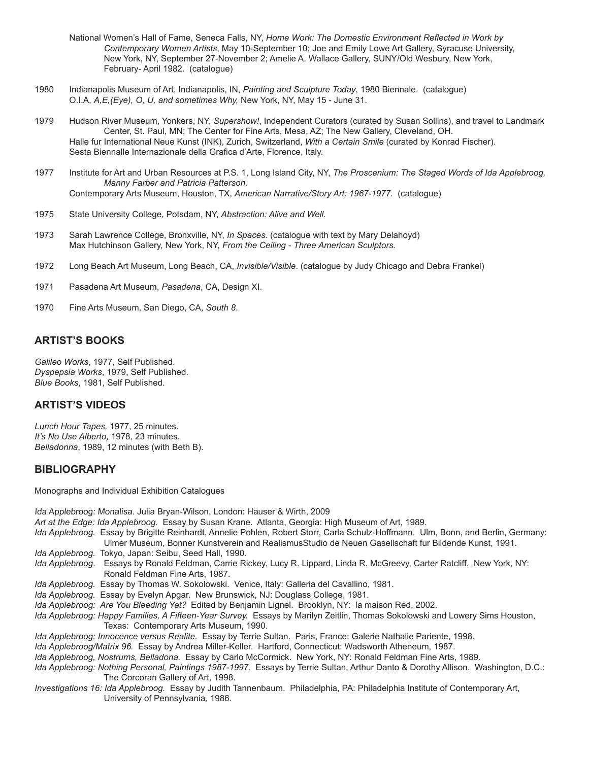National Women's Hall of Fame, Seneca Falls, NY, *Home Work: The Domestic Environment Reflected in Work by Contemporary Women Artists*, May 10-September 10; Joe and Emily Lowe Art Gallery, Syracuse University, New York, NY, September 27-November 2; Amelie A. Wallace Gallery, SUNY/Old Wesbury, New York, February- April 1982. (catalogue)

1980 Indianapolis Museum of Art, Indianapolis, IN, *Painting and Sculpture Today*, 1980 Biennale. (catalogue)
O.I.A, *A,E,(Eye), O, U, and sometimes Why,* New York, NY, May 15 - June 31.

1979 Hudson River Museum, Yonkers, NY, *Supershow!*, Independent Curators (curated by Susan Sollins), and travel to Landmark Center, St. Paul, MN; The Center for Fine Arts, Mesa, AZ; The New Gallery, Cleveland, OH.
Halle fur International Neue Kunst (INK), Zurich, Switzerland, *With a Certain Smile* (curated by Konrad Fischer).
Sesta Biennalle Internazionale della Grafica d'Arte, Florence, Italy.

1977 Institute for Art and Urban Resources at P.S. 1, Long Island City, NY, *The Proscenium: The Staged Words of Ida Applebroog, Manny Farber and Patricia Patterson.*
Contemporary Arts Museum, Houston, TX, *American Narrative/Story Art: 1967-1977*. (catalogue)

1975 State University College, Potsdam, NY, *Abstraction: Alive and Well.*

1973 Sarah Lawrence College, Bronxville, NY, *In Spaces.* (catalogue with text by Mary Delahoyd)
Max Hutchinson Gallery, New York, NY, *From the Ceiling - Three American Sculptors.*

1972 Long Beach Art Museum, Long Beach, CA, *Invisible/Visible*. (catalogue by Judy Chicago and Debra Frankel)

1971 Pasadena Art Museum, *Pasadena*, CA, Design XI.

1970 Fine Arts Museum, San Diego, CA, *South 8*.

## ARTIST'S BOOKS

*Galileo Works*, 1977, Self Published.
*Dyspepsia Works*, 1979, Self Published.
*Blue Books*, 1981, Self Published.

## ARTIST'S VIDEOS

*Lunch Hour Tapes,* 1977, 25 minutes.
*It's No Use Alberto,* 1978, 23 minutes.
*Belladonna*, 1989, 12 minutes (with Beth B).

## BIBLIOGRAPHY

Monographs and Individual Exhibition Catalogues

*Ida Applebroog: Monalisa.* Julia Bryan-Wilson, London: Hauser & Wirth, 2009
*Art at the Edge: Ida Applebroog.* Essay by Susan Krane. Atlanta, Georgia: High Museum of Art, 1989.
*Ida Applebroog.* Essay by Brigitte Reinhardt, Annelie Pohlen, Robert Storr, Carla Schulz-Hoffmann. Ulm, Bonn, and Berlin, Germany: Ulmer Museum, Bonner Kunstverein and RealismusStudio de Neuen Gasellschaft fur Bildende Kunst, 1991.
*Ida Applebroog.* Tokyo, Japan: Seibu, Seed Hall, 1990.
*Ida Applebroog*. Essays by Ronald Feldman, Carrie Rickey, Lucy R. Lippard, Linda R. McGreevy, Carter Ratcliff. New York, NY: Ronald Feldman Fine Arts, 1987.
*Ida Applebroog*. Essay by Thomas W. Sokolowski. Venice, Italy: Galleria del Cavallino, 1981.
*Ida Applebroog.* Essay by Evelyn Apgar. New Brunswick, NJ: Douglass College, 1981.
*Ida Applebroog: Are You Bleeding Yet?* Edited by Benjamin Lignel. Brooklyn, NY: la maison Red, 2002.
*Ida Applebroog: Happy Families, A Fifteen-Year Survey.* Essays by Marilyn Zeitlin, Thomas Sokolowski and Lowery Sims Houston, Texas: Contemporary Arts Museum, 1990.
*Ida Applebroog: Innocence versus Realite.* Essay by Terrie Sultan. Paris, France: Galerie Nathalie Pariente, 1998.
*Ida Applebroog/Matrix 96.* Essay by Andrea Miller-Keller. Hartford, Connecticut: Wadsworth Atheneum, 1987.
*Ida Applebroog, Nostrums, Belladona.* Essay by Carlo McCormick. New York, NY: Ronald Feldman Fine Arts, 1989.
*Ida Applebroog: Nothing Personal, Paintings 1987-1997.* Essays by Terrie Sultan, Arthur Danto & Dorothy Allison. Washington, D.C.: The Corcoran Gallery of Art, 1998.
*Investigations 16: Ida Applebroog.* Essay by Judith Tannenbaum. Philadelphia, PA: Philadelphia Institute of Contemporary Art, University of Pennsylvania, 1986.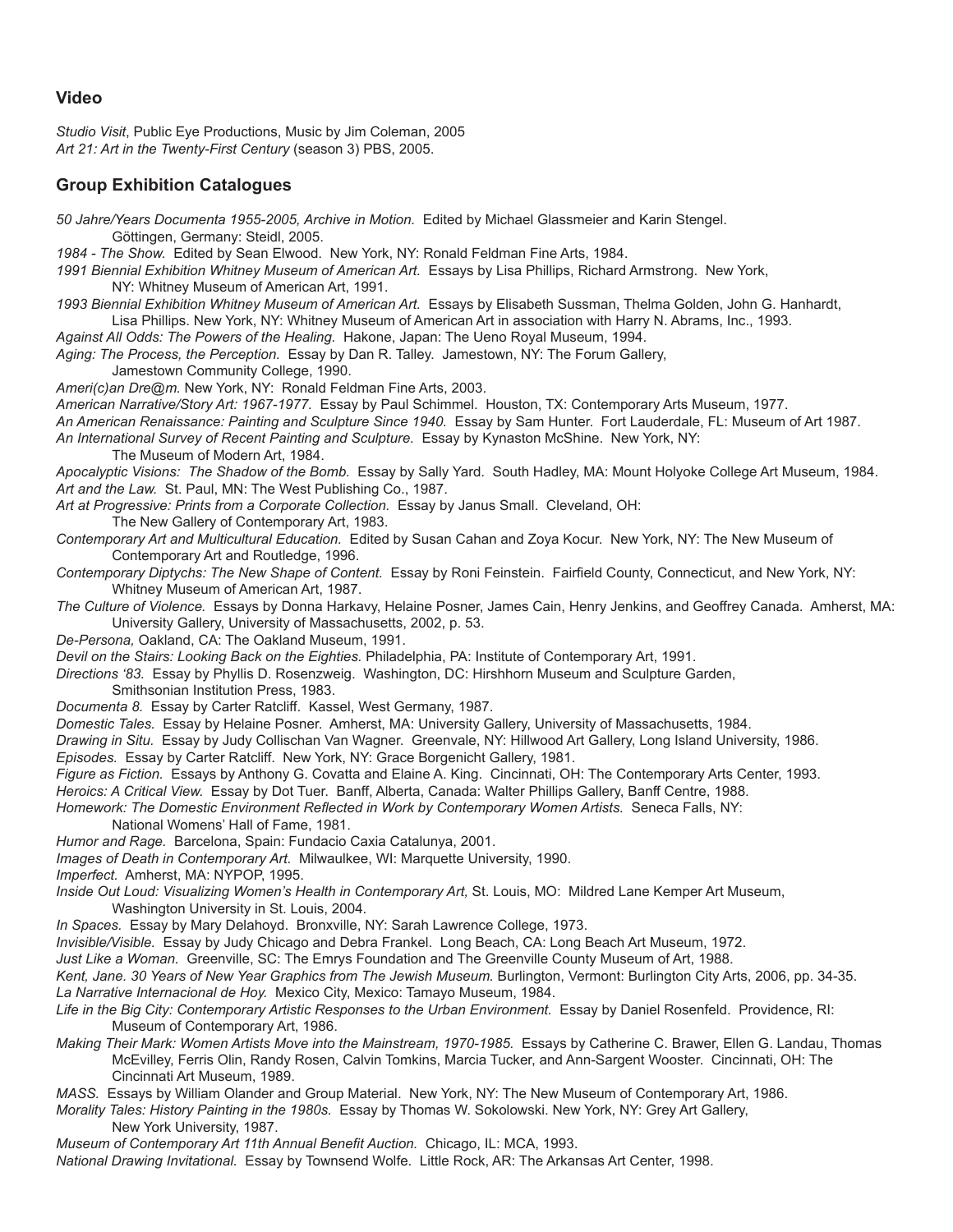## Video

*Studio Visit*, Public Eye Productions, Music by Jim Coleman, 2005
*Art 21: Art in the Twenty-First Century* (season 3) PBS, 2005.

## Group Exhibition Catalogues

*50 Jahre/Years Documenta 1955-2005, Archive in Motion.* Edited by Michael Glassmeier and Karin Stengel. Göttingen, Germany: Steidl, 2005.
*1984 - The Show.* Edited by Sean Elwood. New York, NY: Ronald Feldman Fine Arts, 1984.
*1991 Biennial Exhibition Whitney Museum of American Art.* Essays by Lisa Phillips, Richard Armstrong. New York, NY: Whitney Museum of American Art, 1991.
*1993 Biennial Exhibition Whitney Museum of American Art.* Essays by Elisabeth Sussman, Thelma Golden, John G. Hanhardt, Lisa Phillips. New York, NY: Whitney Museum of American Art in association with Harry N. Abrams, Inc., 1993.
*Against All Odds: The Powers of the Healing.* Hakone, Japan: The Ueno Royal Museum, 1994.
*Aging: The Process, the Perception.* Essay by Dan R. Talley. Jamestown, NY: The Forum Gallery, Jamestown Community College, 1990.
*Ameri(c)an Dre@m.* New York, NY: Ronald Feldman Fine Arts, 2003.
*American Narrative/Story Art: 1967-1977.* Essay by Paul Schimmel. Houston, TX: Contemporary Arts Museum, 1977.
*An American Renaissance: Painting and Sculpture Since 1940.* Essay by Sam Hunter. Fort Lauderdale, FL: Museum of Art 1987.
*An International Survey of Recent Painting and Sculpture.* Essay by Kynaston McShine. New York, NY: The Museum of Modern Art, 1984.
*Apocalyptic Visions: The Shadow of the Bomb.* Essay by Sally Yard. South Hadley, MA: Mount Holyoke College Art Museum, 1984.
*Art and the Law.* St. Paul, MN: The West Publishing Co., 1987.
*Art at Progressive: Prints from a Corporate Collection.* Essay by Janus Small. Cleveland, OH: The New Gallery of Contemporary Art, 1983.
*Contemporary Art and Multicultural Education.* Edited by Susan Cahan and Zoya Kocur. New York, NY: The New Museum of Contemporary Art and Routledge, 1996.
*Contemporary Diptychs: The New Shape of Content.* Essay by Roni Feinstein. Fairfield County, Connecticut, and New York, NY: Whitney Museum of American Art, 1987.
*The Culture of Violence.* Essays by Donna Harkavy, Helaine Posner, James Cain, Henry Jenkins, and Geoffrey Canada. Amherst, MA: University Gallery, University of Massachusetts, 2002, p. 53.
*De-Persona,* Oakland, CA: The Oakland Museum, 1991.
*Devil on the Stairs: Looking Back on the Eighties.* Philadelphia, PA: Institute of Contemporary Art, 1991.
*Directions '83.* Essay by Phyllis D. Rosenzweig. Washington, DC: Hirshhorn Museum and Sculpture Garden, Smithsonian Institution Press, 1983.
*Documenta 8.* Essay by Carter Ratcliff. Kassel, West Germany, 1987.
*Domestic Tales.* Essay by Helaine Posner. Amherst, MA: University Gallery, University of Massachusetts, 1984.
*Drawing in Situ.* Essay by Judy Collischan Van Wagner. Greenvale, NY: Hillwood Art Gallery, Long Island University, 1986.
*Episodes.* Essay by Carter Ratcliff. New York, NY: Grace Borgenicht Gallery, 1981.
*Figure as Fiction.* Essays by Anthony G. Covatta and Elaine A. King. Cincinnati, OH: The Contemporary Arts Center, 1993.
*Heroics: A Critical View.* Essay by Dot Tuer. Banff, Alberta, Canada: Walter Phillips Gallery, Banff Centre, 1988.
*Homework: The Domestic Environment Reflected in Work by Contemporary Women Artists.* Seneca Falls, NY: National Womens' Hall of Fame, 1981.
*Humor and Rage.* Barcelona, Spain: Fundacio Caxia Catalunya, 2001.
*Images of Death in Contemporary Art.* Milwaulkee, WI: Marquette University, 1990.
*Imperfect.* Amherst, MA: NYPOP, 1995.
*Inside Out Loud: Visualizing Women's Health in Contemporary Art,* St. Louis, MO: Mildred Lane Kemper Art Museum, Washington University in St. Louis, 2004.
*In Spaces.* Essay by Mary Delahoyd. Bronxville, NY: Sarah Lawrence College, 1973.
*Invisible/Visible.* Essay by Judy Chicago and Debra Frankel. Long Beach, CA: Long Beach Art Museum, 1972.
*Just Like a Woman.* Greenville, SC: The Emrys Foundation and The Greenville County Museum of Art, 1988.
*Kent, Jane. 30 Years of New Year Graphics from The Jewish Museum.* Burlington, Vermont: Burlington City Arts, 2006, pp. 34-35.
*La Narrative Internacional de Hoy.* Mexico City, Mexico: Tamayo Museum, 1984.
*Life in the Big City: Contemporary Artistic Responses to the Urban Environment.* Essay by Daniel Rosenfeld. Providence, RI: Museum of Contemporary Art, 1986.
*Making Their Mark: Women Artists Move into the Mainstream, 1970-1985.* Essays by Catherine C. Brawer, Ellen G. Landau, Thomas McEvilley, Ferris Olin, Randy Rosen, Calvin Tomkins, Marcia Tucker, and Ann-Sargent Wooster. Cincinnati, OH: The Cincinnati Art Museum, 1989.
*MASS.* Essays by William Olander and Group Material. New York, NY: The New Museum of Contemporary Art, 1986.
*Morality Tales: History Painting in the 1980s.* Essay by Thomas W. Sokolowski. New York, NY: Grey Art Gallery, New York University, 1987.
*Museum of Contemporary Art 11th Annual Benefit Auction.* Chicago, IL: MCA, 1993.
*National Drawing Invitational.* Essay by Townsend Wolfe. Little Rock, AR: The Arkansas Art Center, 1998.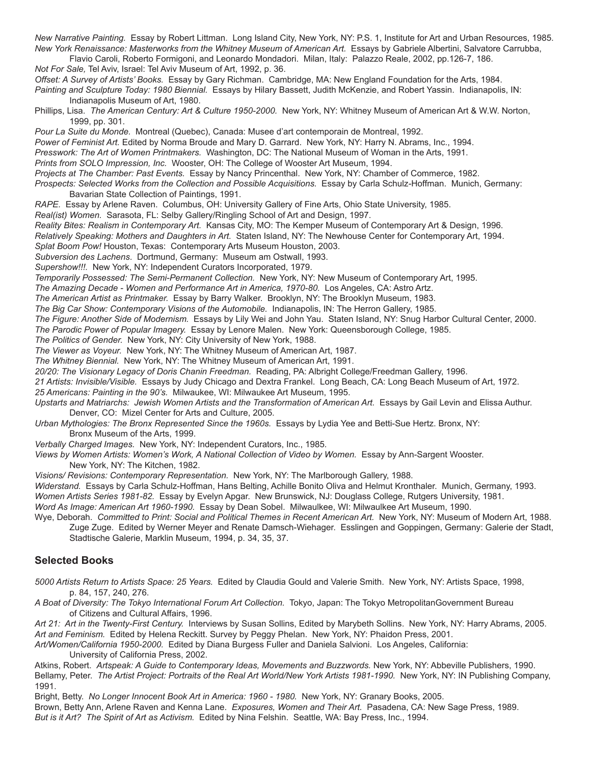*New Narrative Painting.* Essay by Robert Littman. Long Island City, New York, NY: P.S. 1, Institute for Art and Urban Resources, 1985.

*New York Renaissance: Masterworks from the Whitney Museum of American Art.* Essays by Gabriele Albertini, Salvatore Carrubba, Flavio Caroli, Roberto Formigoni, and Leonardo Mondadori. Milan, Italy: Palazzo Reale, 2002, pp.126-7, 186.

*Not For Sale,* Tel Aviv, Israel: Tel Aviv Museum of Art, 1992, p. 36.

*Offset: A Survey of Artists' Books.* Essay by Gary Richman. Cambridge, MA: New England Foundation for the Arts, 1984.

*Painting and Sculpture Today: 1980 Biennial.* Essays by Hilary Bassett, Judith McKenzie, and Robert Yassin. Indianapolis, IN: Indianapolis Museum of Art, 1980.

Phillips, Lisa. *The American Century: Art & Culture 1950-2000.* New York, NY: Whitney Museum of American Art & W.W. Norton, 1999, pp. 301.

*Pour La Suite du Monde.* Montreal (Quebec), Canada: Musee d'art contemporain de Montreal, 1992.

*Power of Feminist Art.* Edited by Norma Broude and Mary D. Garrard. New York, NY: Harry N. Abrams, Inc., 1994.

*Presswork: The Art of Women Printmakers.* Washington, DC: The National Museum of Woman in the Arts, 1991.

*Prints from SOLO Impression, Inc.* Wooster, OH: The College of Wooster Art Museum, 1994.

*Projects at The Chamber: Past Events.* Essay by Nancy Princenthal. New York, NY: Chamber of Commerce, 1982.

*Prospects: Selected Works from the Collection and Possible Acquisitions.* Essay by Carla Schulz-Hoffman. Munich, Germany: Bavarian State Collection of Paintings, 1991.

*RAPE.* Essay by Arlene Raven. Columbus, OH: University Gallery of Fine Arts, Ohio State University, 1985.

*Real(ist) Women.* Sarasota, FL: Selby Gallery/Ringling School of Art and Design, 1997.

*Reality Bites: Realism in Contemporary Art.* Kansas City, MO: The Kemper Museum of Contemporary Art & Design, 1996.

*Relatively Speaking: Mothers and Daughters in Art.* Staten Island, NY: The Newhouse Center for Contemporary Art, 1994.

*Splat Boom Pow!* Houston, Texas: Contemporary Arts Museum Houston, 2003.

*Subversion des Lachens*. Dortmund, Germany: Museum am Ostwall, 1993.

*Supershow!!!.* New York, NY: Independent Curators Incorporated, 1979.

*Temporarily Possessed: The Semi-Permanent Collection.* New York, NY: New Museum of Contemporary Art, 1995.

*The Amazing Decade - Women and Performance Art in America, 1970-80.* Los Angeles, CA: Astro Artz.

*The American Artist as Printmaker.* Essay by Barry Walker. Brooklyn, NY: The Brooklyn Museum, 1983.

*The Big Car Show: Contemporary Visions of the Automobile.* Indianapolis, IN: The Herron Gallery, 1985.

*The Figure: Another Side of Modernism.* Essays by Lily Wei and John Yau. Staten Island, NY: Snug Harbor Cultural Center, 2000.

*The Parodic Power of Popular Imagery.* Essay by Lenore Malen. New York: Queensborough College, 1985.

*The Politics of Gender.* New York, NY: City University of New York, 1988.

*The Viewer as Voyeur.* New York, NY: The Whitney Museum of American Art, 1987.

*The Whitney Biennial.* New York, NY: The Whitney Museum of American Art, 1991.

*20/20: The Visionary Legacy of Doris Chanin Freedman.* Reading, PA: Albright College/Freedman Gallery, 1996.

*21 Artists: Invisible/Visible.* Essays by Judy Chicago and Dextra Frankel. Long Beach, CA: Long Beach Museum of Art, 1972.

*25 Americans: Painting in the 90's.* Milwaukee, WI: Milwaukee Art Museum, 1995.

*Upstarts and Matriarchs: Jewish Women Artists and the Transformation of American Art.* Essays by Gail Levin and Elissa Authur. Denver, CO: Mizel Center for Arts and Culture, 2005.

*Urban Mythologies: The Bronx Represented Since the 1960s.* Essays by Lydia Yee and Betti-Sue Hertz. Bronx, NY: Bronx Museum of the Arts, 1999.

*Verbally Charged Images.* New York, NY: Independent Curators, Inc., 1985.

*Views by Women Artists: Women's Work, A National Collection of Video by Women.* Essay by Ann-Sargent Wooster. New York, NY: The Kitchen, 1982.

*Visions/ Revisions: Contemporary Representation.* New York, NY: The Marlborough Gallery, 1988.

*Widerstand.* Essays by Carla Schulz-Hoffman, Hans Belting, Achille Bonito Oliva and Helmut Kronthaler. Munich, Germany, 1993.

*Women Artists Series 1981-82.* Essay by Evelyn Apgar. New Brunswick, NJ: Douglass College, Rutgers University, 1981.

*Word As Image: American Art 1960-1990.* Essay by Dean Sobel. Milwaulkee, WI: Milwaulkee Art Museum, 1990.

Wye, Deborah. *Committed to Print: Social and Political Themes in Recent American Art.* New York, NY: Museum of Modern Art, 1988. Zuge Zuge. Edited by Werner Meyer and Renate Damsch-Wiehager. Esslingen and Goppingen, Germany: Galerie der Stadt, Stadtische Galerie, Marklin Museum, 1994, p. 34, 35, 37.

## Selected Books

*5000 Artists Return to Artists Space: 25 Years.* Edited by Claudia Gould and Valerie Smith. New York, NY: Artists Space, 1998, p. 84, 157, 240, 276.

*A Boat of Diversity: The Tokyo International Forum Art Collection.* Tokyo, Japan: The Tokyo MetropolitanGovernment Bureau of Citizens and Cultural Affairs, 1996.

*Art 21: Art in the Twenty-First Century.* Interviews by Susan Sollins, Edited by Marybeth Sollins. New York, NY: Harry Abrams, 2005.

*Art and Feminism.* Edited by Helena Reckitt. Survey by Peggy Phelan. New York, NY: Phaidon Press, 2001.

*Art/Women/California 1950-2000.* Edited by Diana Burgess Fuller and Daniela Salvioni. Los Angeles, California: University of California Press, 2002.

Atkins, Robert. *Artspeak: A Guide to Contemporary Ideas, Movements and Buzzwords.* New York, NY: Abbeville Publishers, 1990.

Bellamy, Peter. *The Artist Project: Portraits of the Real Art World/New York Artists 1981-1990.* New York, NY: IN Publishing Company, 1991.

Bright, Betty. *No Longer Innocent Book Art in America: 1960 - 1980.* New York, NY: Granary Books, 2005.

Brown, Betty Ann, Arlene Raven and Kenna Lane. *Exposures, Women and Their Art.* Pasadena, CA: New Sage Press, 1989.

*But is it Art? The Spirit of Art as Activism.* Edited by Nina Felshin. Seattle, WA: Bay Press, Inc., 1994.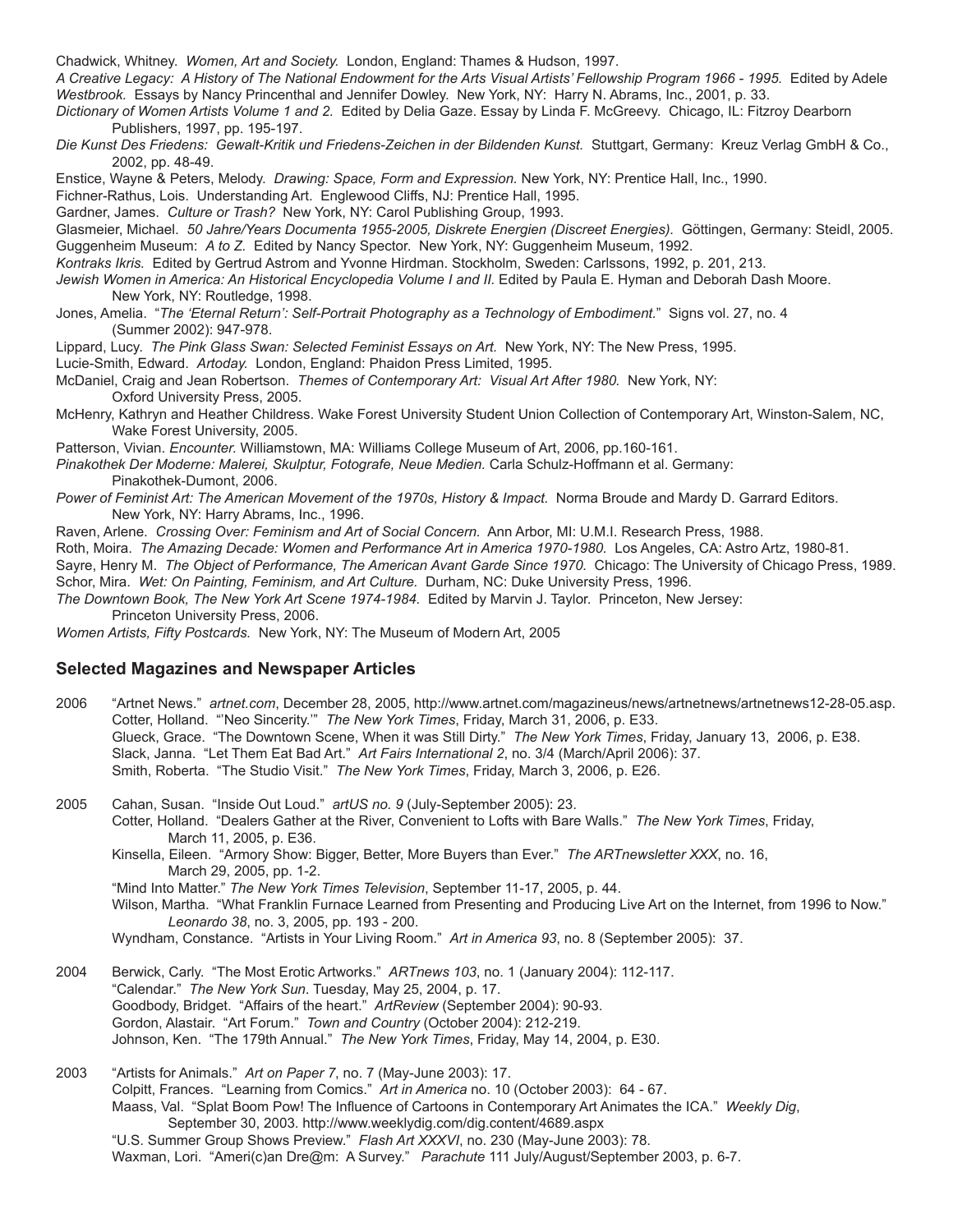Chadwick, Whitney. *Women, Art and Society.* London, England: Thames & Hudson, 1997.

*A Creative Legacy: A History of The National Endowment for the Arts Visual Artists' Fellowship Program 1966 - 1995.* Edited by Adele *Westbrook.* Essays by Nancy Princenthal and Jennifer Dowley. New York, NY: Harry N. Abrams, Inc., 2001, p. 33.

*Dictionary of Women Artists Volume 1 and 2.* Edited by Delia Gaze. Essay by Linda F. McGreevy. Chicago, IL: Fitzroy Dearborn Publishers, 1997, pp. 195-197.

*Die Kunst Des Friedens: Gewalt-Kritik und Friedens-Zeichen in der Bildenden Kunst.* Stuttgart, Germany: Kreuz Verlag GmbH & Co., 2002, pp. 48-49.

Enstice, Wayne & Peters, Melody. *Drawing: Space, Form and Expression.* New York, NY: Prentice Hall, Inc., 1990.

Fichner-Rathus, Lois. Understanding Art. Englewood Cliffs, NJ: Prentice Hall, 1995.

Gardner, James. *Culture or Trash?* New York, NY: Carol Publishing Group, 1993.

Glasmeier, Michael. *50 Jahre/Years Documenta 1955-2005, Diskrete Energien (Discreet Energies).* Göttingen, Germany: Steidl, 2005.

Guggenheim Museum: *A to Z.* Edited by Nancy Spector. New York, NY: Guggenheim Museum, 1992.

*Kontraks Ikris.* Edited by Gertrud Astrom and Yvonne Hirdman. Stockholm, Sweden: Carlssons, 1992, p. 201, 213.

*Jewish Women in America: An Historical Encyclopedia Volume I and II.* Edited by Paula E. Hyman and Deborah Dash Moore. New York, NY: Routledge, 1998.

Jones, Amelia. "*The 'Eternal Return': Self-Portrait Photography as a Technology of Embodiment.*" Signs vol. 27, no. 4 (Summer 2002): 947-978.

Lippard, Lucy. *The Pink Glass Swan: Selected Feminist Essays on Art.* New York, NY: The New Press, 1995.

Lucie-Smith, Edward. *Artoday.* London, England: Phaidon Press Limited, 1995.

McDaniel, Craig and Jean Robertson. *Themes of Contemporary Art: Visual Art After 1980.* New York, NY: Oxford University Press, 2005.

McHenry, Kathryn and Heather Childress. Wake Forest University Student Union Collection of Contemporary Art, Winston-Salem, NC, Wake Forest University, 2005.

Patterson, Vivian. *Encounter.* Williamstown, MA: Williams College Museum of Art, 2006, pp.160-161.

*Pinakothek Der Moderne: Malerei, Skulptur, Fotografe, Neue Medien.* Carla Schulz-Hoffmann et al. Germany: Pinakothek-Dumont, 2006.

*Power of Feminist Art: The American Movement of the 1970s, History & Impact.* Norma Broude and Mardy D. Garrard Editors. New York, NY: Harry Abrams, Inc., 1996.

Raven, Arlene. *Crossing Over: Feminism and Art of Social Concern.* Ann Arbor, MI: U.M.I. Research Press, 1988.

Roth, Moira. *The Amazing Decade: Women and Performance Art in America 1970-1980.* Los Angeles, CA: Astro Artz, 1980-81.

Sayre, Henry M. *The Object of Performance, The American Avant Garde Since 1970.* Chicago: The University of Chicago Press, 1989.

Schor, Mira. *Wet: On Painting, Feminism, and Art Culture.* Durham, NC: Duke University Press, 1996.

*The Downtown Book, The New York Art Scene 1974-1984.* Edited by Marvin J. Taylor. Princeton, New Jersey: Princeton University Press, 2006.

*Women Artists, Fifty Postcards.* New York, NY: The Museum of Modern Art, 2005

### Selected Magazines and Newspaper Articles

2006 "Artnet News." *artnet.com*, December 28, 2005, http://www.artnet.com/magazineus/news/artnetnews/artnetnews12-28-05.asp.
Cotter, Holland. "'Neo Sincerity.'" *The New York Times*, Friday, March 31, 2006, p. E33.
Glueck, Grace. "The Downtown Scene, When it was Still Dirty." *The New York Times*, Friday, January 13, 2006, p. E38.
Slack, Janna. "Let Them Eat Bad Art." *Art Fairs International 2*, no. 3/4 (March/April 2006): 37.
Smith, Roberta. "The Studio Visit." *The New York Times*, Friday, March 3, 2006, p. E26.

2005 Cahan, Susan. "Inside Out Loud." *artUS no. 9* (July-September 2005): 23.
Cotter, Holland. "Dealers Gather at the River, Convenient to Lofts with Bare Walls." *The New York Times*, Friday, March 11, 2005, p. E36.
Kinsella, Eileen. "Armory Show: Bigger, Better, More Buyers than Ever." *The ARTnewsletter XXX*, no. 16, March 29, 2005, pp. 1-2.
"Mind Into Matter." *The New York Times Television*, September 11-17, 2005, p. 44.
Wilson, Martha. "What Franklin Furnace Learned from Presenting and Producing Live Art on the Internet, from 1996 to Now." *Leonardo 38*, no. 3, 2005, pp. 193 - 200.
Wyndham, Constance. "Artists in Your Living Room." *Art in America 93*, no. 8 (September 2005): 37.

2004 Berwick, Carly. "The Most Erotic Artworks." *ARTnews 103*, no. 1 (January 2004): 112-117.
"Calendar." *The New York Sun*. Tuesday, May 25, 2004, p. 17.
Goodbody, Bridget. "Affairs of the heart." *ArtReview* (September 2004): 90-93.
Gordon, Alastair. "Art Forum." *Town and Country* (October 2004): 212-219.
Johnson, Ken. "The 179th Annual." *The New York Times*, Friday, May 14, 2004, p. E30.

2003 "Artists for Animals." *Art on Paper 7*, no. 7 (May-June 2003): 17.
Colpitt, Frances. "Learning from Comics." *Art in America* no. 10 (October 2003): 64 - 67.
Maass, Val. "Splat Boom Pow! The Influence of Cartoons in Contemporary Art Animates the ICA." *Weekly Dig*, September 30, 2003. http://www.weeklydig.com/dig.content/4689.aspx
"U.S. Summer Group Shows Preview." *Flash Art XXXVI*, no. 230 (May-June 2003): 78.
Waxman, Lori. "Ameri(c)an Dre@m: A Survey." *Parachute* 111 July/August/September 2003, p. 6-7.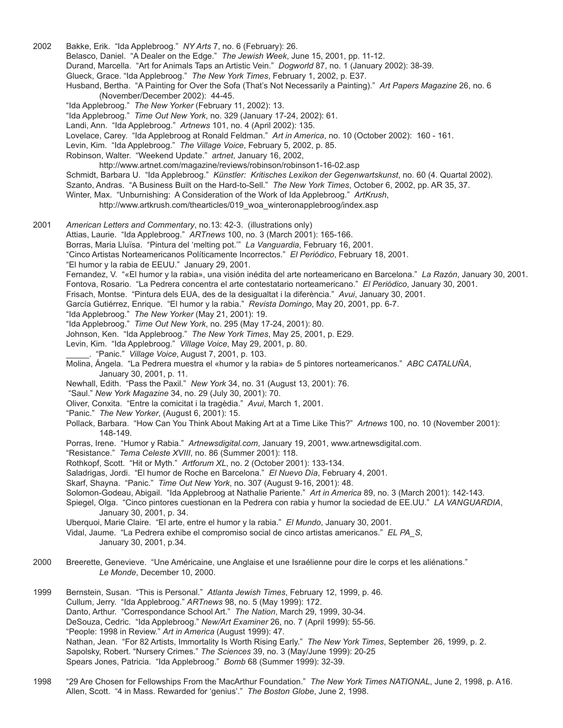2002 Bakke, Erik. "Ida Applebroog." *NY Arts* 7, no. 6 (February): 26.
Belasco, Daniel. "A Dealer on the Edge." *The Jewish Week*, June 15, 2001, pp. 11-12.
Durand, Marcella. "Art for Animals Taps an Artistic Vein." *Dogworld* 87, no. 1 (January 2002): 38-39.
Glueck, Grace. "Ida Applebroog." *The New York Times*, February 1, 2002, p. E37.
Husband, Bertha. "A Painting for Over the Sofa (That's Not Necessarily a Painting)." *Art Papers Magazine* 26, no. 6 (November/December 2002): 44-45.
"Ida Applebroog." *The New Yorker* (February 11, 2002): 13.
"Ida Applebroog." *Time Out New York*, no. 329 (January 17-24, 2002): 61.
Landi, Ann. "Ida Applebroog." *Artnews* 101, no. 4 (April 2002): 135.
Lovelace, Carey. "Ida Applebroog at Ronald Feldman." *Art in America*, no. 10 (October 2002): 160 - 161.
Levin, Kim. "Ida Applebroog." *The Village Voice*, February 5, 2002, p. 85.
Robinson, Walter. "Weekend Update." *artnet*, January 16, 2002, http://www.artnet.com/magazine/reviews/robinson/robinson1-16-02.asp
Schmidt, Barbara U. "Ida Applebroog." *Künstler: Kritisches Lexikon der Gegenwartskunst*, no. 60 (4. Quartal 2002).
Szanto, Andras. "A Business Built on the Hard-to-Sell." *The New York Times*, October 6, 2002, pp. AR 35, 37.
Winter, Max. "Unburnishing: A Consideration of the Work of Ida Applebroog." *ArtKrush*, http://www.artkrush.com/thearticles/019_woa_winteronapplebroog/index.asp

2001 *American Letters and Commentary*, no.13: 42-3. (illustrations only)
Attias, Laurie. "Ida Applebroog." *ARTnews* 100, no. 3 (March 2001): 165-166.
Borras, Maria Lluïsa. "Pintura del 'melting pot.'" *La Vanguardia*, February 16, 2001.
"Cinco Artistas Norteamericanos Políticamente Incorrectos." *El Periódico*, February 18, 2001.
"El humor y la rabia de EEUU." January 29, 2001.
Fernandez, V. "«El humor y la rabia», una visión inédita del arte norteamericano en Barcelona." *La Razón*, January 30, 2001.
Fontova, Rosario. "La Pedrera concentra el arte contestatario norteamericano." *El Periódico*, January 30, 2001.
Frisach, Montse. "Pintura dels EUA, des de la desigualtat i la diferència." *Avui*, January 30, 2001.
García Gutiérrez, Enrique. "El humor y la rabia." *Revista Domingo*, May 20, 2001, pp. 6-7.
"Ida Applebroog." *The New Yorker* (May 21, 2001): 19.
"Ida Applebroog." *Time Out New York*, no. 295 (May 17-24, 2001): 80.
Johnson, Ken. "Ida Applebroog." *The New York Times*, May 25, 2001, p. E29.
Levin, Kim. "Ida Applebroog." *Village Voice*, May 29, 2001, p. 80.
_____. "Panic." *Village Voice*, August 7, 2001, p. 103.
Molina, Ángela. "La Pedrera muestra el «humor y la rabia» de 5 pintores norteamericanos." *ABC CATALUÑA*, January 30, 2001, p. 11.
Newhall, Edith. "Pass the Paxil." *New York* 34, no. 31 (August 13, 2001): 76.
"Saul." *New York Magazine* 34, no. 29 (July 30, 2001): 70.
Oliver, Conxita. "Entre la comicitat i la tragèdia." *Avui*, March 1, 2001.
"Panic." *The New Yorker*, (August 6, 2001): 15.
Pollack, Barbara. "How Can You Think About Making Art at a Time Like This?" *Artnews* 100, no. 10 (November 2001): 148-149.
Porras, Irene. "Humor y Rabia." *Artnewsdigital.com*, January 19, 2001, www.artnewsdigital.com.
"Resistance." *Tema Celeste XVIII*, no. 86 (Summer 2001): 118.
Rothkopf, Scott. "Hit or Myth." *Artforum XL*, no. 2 (October 2001): 133-134.
Saladrigas, Jordi. "El humor de Roche en Barcelona." *El Nuevo Día*, February 4, 2001.
Skarf, Shayna. "Panic." *Time Out New York*, no. 307 (August 9-16, 2001): 48.
Solomon-Godeau, Abigail. "Ida Applebroog at Nathalie Pariente." *Art in America* 89, no. 3 (March 2001): 142-143.
Spiegel, Olga. "Cinco pintores cuestionan en la Pedrera con rabia y humor la sociedad de EE.UU." *LA VANGUARDIA*, January 30, 2001, p. 34.
Uberquoi, Marie Claire. "El arte, entre el humor y la rabia." *El Mundo*, January 30, 2001.
Vidal, Jaume. "La Pedrera exhibe el compromiso social de cinco artistas americanos." *EL PA_S*, January 30, 2001, p.34.

2000 Breerette, Genevieve. "Une Américaine, une Anglaise et une Israélienne pour dire le corps et les aliénations." *Le Monde*, December 10, 2000.

1999 Bernstein, Susan. "This is Personal." *Atlanta Jewish Times*, February 12, 1999, p. 46.
Cullum, Jerry. "Ida Applebroog." *ARTnews* 98, no. 5 (May 1999): 172.
Danto, Arthur. "Correspondance School Art." *The Nation*, March 29, 1999, 30-34.
DeSouza, Cedric. "Ida Applebroog." *New/Art Examiner* 26, no. 7 (April 1999): 55-56.
"People: 1998 in Review." *Art in America* (August 1999): 47.
Nathan, Jean. "For 82 Artists, Immortality Is Worth Rising Early." *The New York Times*, September 26, 1999, p. 2.
Sapolsky, Robert. "Nursery Crimes." *The Sciences* 39, no. 3 (May/June 1999): 20-25
Spears Jones, Patricia. "Ida Applebroog." *Bomb* 68 (Summer 1999): 32-39.

1998 "29 Are Chosen for Fellowships From the MacArthur Foundation." *The New York Times NATIONAL*, June 2, 1998, p. A16.
Allen, Scott. "4 in Mass. Rewarded for 'genius'." *The Boston Globe*, June 2, 1998.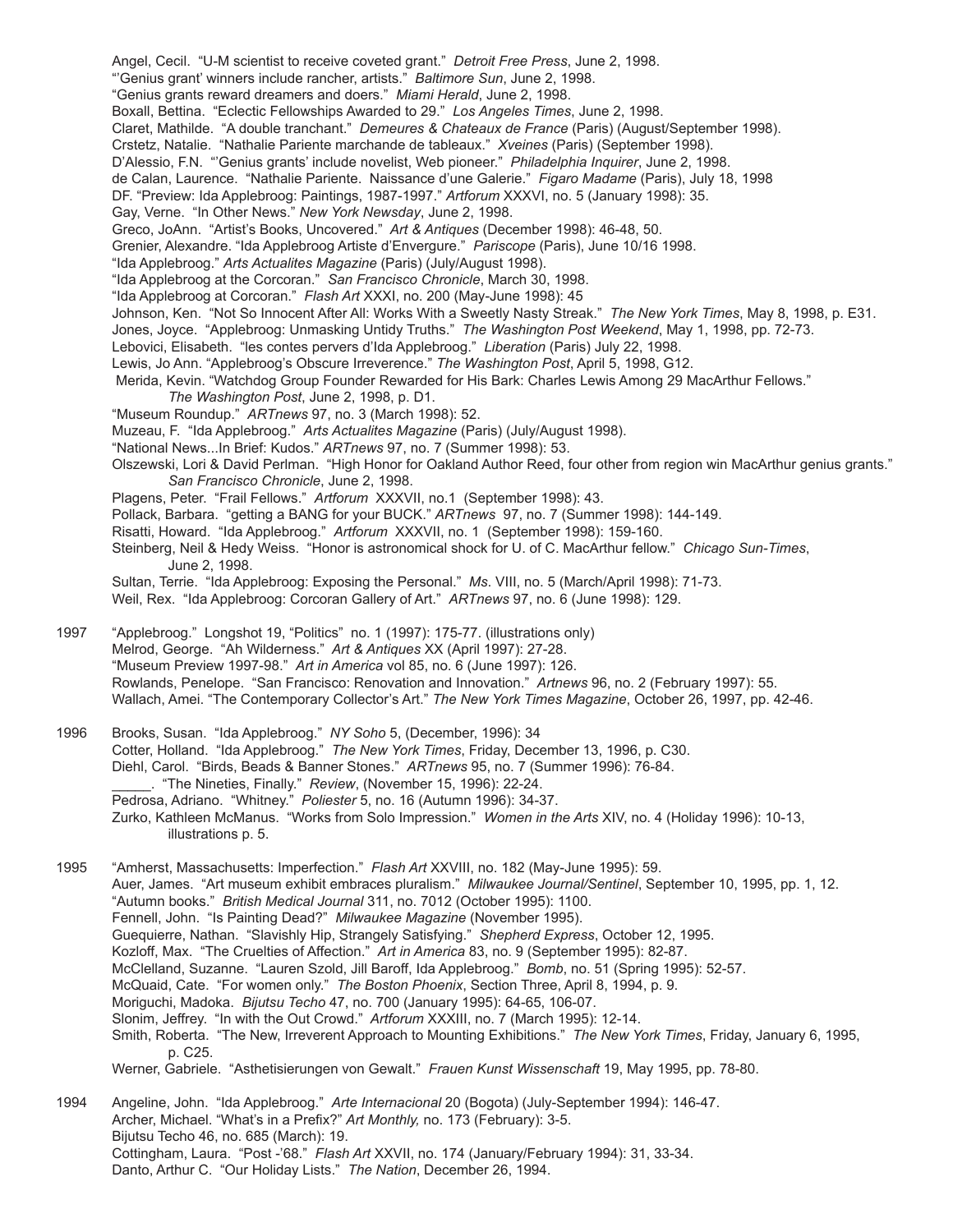Angel, Cecil. "U-M scientist to receive coveted grant." *Detroit Free Press*, June 2, 1998.
"'Genius grant' winners include rancher, artists." *Baltimore Sun*, June 2, 1998.
"Genius grants reward dreamers and doers." *Miami Herald*, June 2, 1998.
Boxall, Bettina. "Eclectic Fellowships Awarded to 29." *Los Angeles Times*, June 2, 1998.
Claret, Mathilde. "A double tranchant." *Demeures & Chateaux de France* (Paris) (August/September 1998).
Crstetz, Natalie. "Nathalie Pariente marchande de tableaux." *Xveines* (Paris) (September 1998).
D'Alessio, F.N. "'Genius grants' include novelist, Web pioneer." *Philadelphia Inquirer*, June 2, 1998.
de Calan, Laurence. "Nathalie Pariente. Naissance d'une Galerie." *Figaro Madame* (Paris), July 18, 1998
DF. "Preview: Ida Applebroog: Paintings, 1987-1997." *Artforum* XXXVI, no. 5 (January 1998): 35.
Gay, Verne. "In Other News." *New York Newsday*, June 2, 1998.
Greco, JoAnn. "Artist's Books, Uncovered." *Art & Antiques* (December 1998): 46-48, 50.
Grenier, Alexandre. "Ida Applebroog Artiste d'Envergure." *Pariscope* (Paris), June 10/16 1998.
"Ida Applebroog." *Arts Actualites Magazine* (Paris) (July/August 1998).
"Ida Applebroog at the Corcoran." *San Francisco Chronicle*, March 30, 1998.
"Ida Applebroog at Corcoran." *Flash Art* XXXI, no. 200 (May-June 1998): 45
Johnson, Ken. "Not So Innocent After All: Works With a Sweetly Nasty Streak." *The New York Times*, May 8, 1998, p. E31.
Jones, Joyce. "Applebroog: Unmasking Untidy Truths." *The Washington Post Weekend*, May 1, 1998, pp. 72-73.
Lebovici, Elisabeth. "les contes pervers d'Ida Applebroog." *Liberation* (Paris) July 22, 1998.
Lewis, Jo Ann. "Applebroog's Obscure Irreverence." *The Washington Post*, April 5, 1998, G12.
Merida, Kevin. "Watchdog Group Founder Rewarded for His Bark: Charles Lewis Among 29 MacArthur Fellows." *The Washington Post*, June 2, 1998, p. D1.
"Museum Roundup." *ARTnews* 97, no. 3 (March 1998): 52.
Muzeau, F. "Ida Applebroog." *Arts Actualites Magazine* (Paris) (July/August 1998).
"National News...In Brief: Kudos." *ARTnews* 97, no. 7 (Summer 1998): 53.
Olszewski, Lori & David Perlman. "High Honor for Oakland Author Reed, four other from region win MacArthur genius grants." *San Francisco Chronicle*, June 2, 1998.
Plagens, Peter. "Frail Fellows." *Artforum* XXXVII, no.1 (September 1998): 43.
Pollack, Barbara. "getting a BANG for your BUCK." *ARTnews* 97, no. 7 (Summer 1998): 144-149.
Risatti, Howard. "Ida Applebroog." *Artforum* XXXVII, no. 1 (September 1998): 159-160.
Steinberg, Neil & Hedy Weiss. "Honor is astronomical shock for U. of C. MacArthur fellow." *Chicago Sun-Times*, June 2, 1998.
Sultan, Terrie. "Ida Applebroog: Exposing the Personal." *Ms.* VIII, no. 5 (March/April 1998): 71-73.
Weil, Rex. "Ida Applebroog: Corcoran Gallery of Art." *ARTnews* 97, no. 6 (June 1998): 129.

1997 "Applebroog." Longshot 19, "Politics" no. 1 (1997): 175-77. (illustrations only)
Melrod, George. "Ah Wilderness." *Art & Antiques* XX (April 1997): 27-28.
"Museum Preview 1997-98." *Art in America* vol 85, no. 6 (June 1997): 126.
Rowlands, Penelope. "San Francisco: Renovation and Innovation." *Artnews* 96, no. 2 (February 1997): 55.
Wallach, Amei. "The Contemporary Collector's Art." *The New York Times Magazine*, October 26, 1997, pp. 42-46.

1996 Brooks, Susan. "Ida Applebroog." *NY Soho* 5, (December, 1996): 34
Cotter, Holland. "Ida Applebroog." *The New York Times*, Friday, December 13, 1996, p. C30.
Diehl, Carol. "Birds, Beads & Banner Stones." *ARTnews* 95, no. 7 (Summer 1996): 76-84.
_____. "The Nineties, Finally." *Review*, (November 15, 1996): 22-24.
Pedrosa, Adriano. "Whitney." *Poliester* 5, no. 16 (Autumn 1996): 34-37.
Zurko, Kathleen McManus. "Works from Solo Impression." *Women in the Arts* XIV, no. 4 (Holiday 1996): 10-13, illustrations p. 5.

1995 "Amherst, Massachusetts: Imperfection." *Flash Art* XXVIII, no. 182 (May-June 1995): 59.
Auer, James. "Art museum exhibit embraces pluralism." *Milwaukee Journal/Sentinel*, September 10, 1995, pp. 1, 12.
"Autumn books." *British Medical Journal* 311, no. 7012 (October 1995): 1100.
Fennell, John. "Is Painting Dead?" *Milwaukee Magazine* (November 1995).
Guequierre, Nathan. "Slavishly Hip, Strangely Satisfying." *Shepherd Express*, October 12, 1995.
Kozloff, Max. "The Cruelties of Affection." *Art in America* 83, no. 9 (September 1995): 82-87.
McClelland, Suzanne. "Lauren Szold, Jill Baroff, Ida Applebroog." *Bomb*, no. 51 (Spring 1995): 52-57.
McQuaid, Cate. "For women only." *The Boston Phoenix*, Section Three, April 8, 1994, p. 9.
Moriguchi, Madoka. *Bijutsu Techo* 47, no. 700 (January 1995): 64-65, 106-07.
Slonim, Jeffrey. "In with the Out Crowd." *Artforum* XXXIII, no. 7 (March 1995): 12-14.
Smith, Roberta. "The New, Irreverent Approach to Mounting Exhibitions." *The New York Times*, Friday, January 6, 1995, p. C25.
Werner, Gabriele. "Asthetisierungen von Gewalt." *Frauen Kunst Wissenschaft* 19, May 1995, pp. 78-80.

1994 Angeline, John. "Ida Applebroog." *Arte Internacional* 20 (Bogota) (July-September 1994): 146-47.
Archer, Michael. "What's in a Prefix?" *Art Monthly,* no. 173 (February): 3-5.
Bijutsu Techo 46, no. 685 (March): 19.
Cottingham, Laura. "Post -'68." *Flash Art* XXVII, no. 174 (January/February 1994): 31, 33-34.
Danto, Arthur C. "Our Holiday Lists." *The Nation*, December 26, 1994.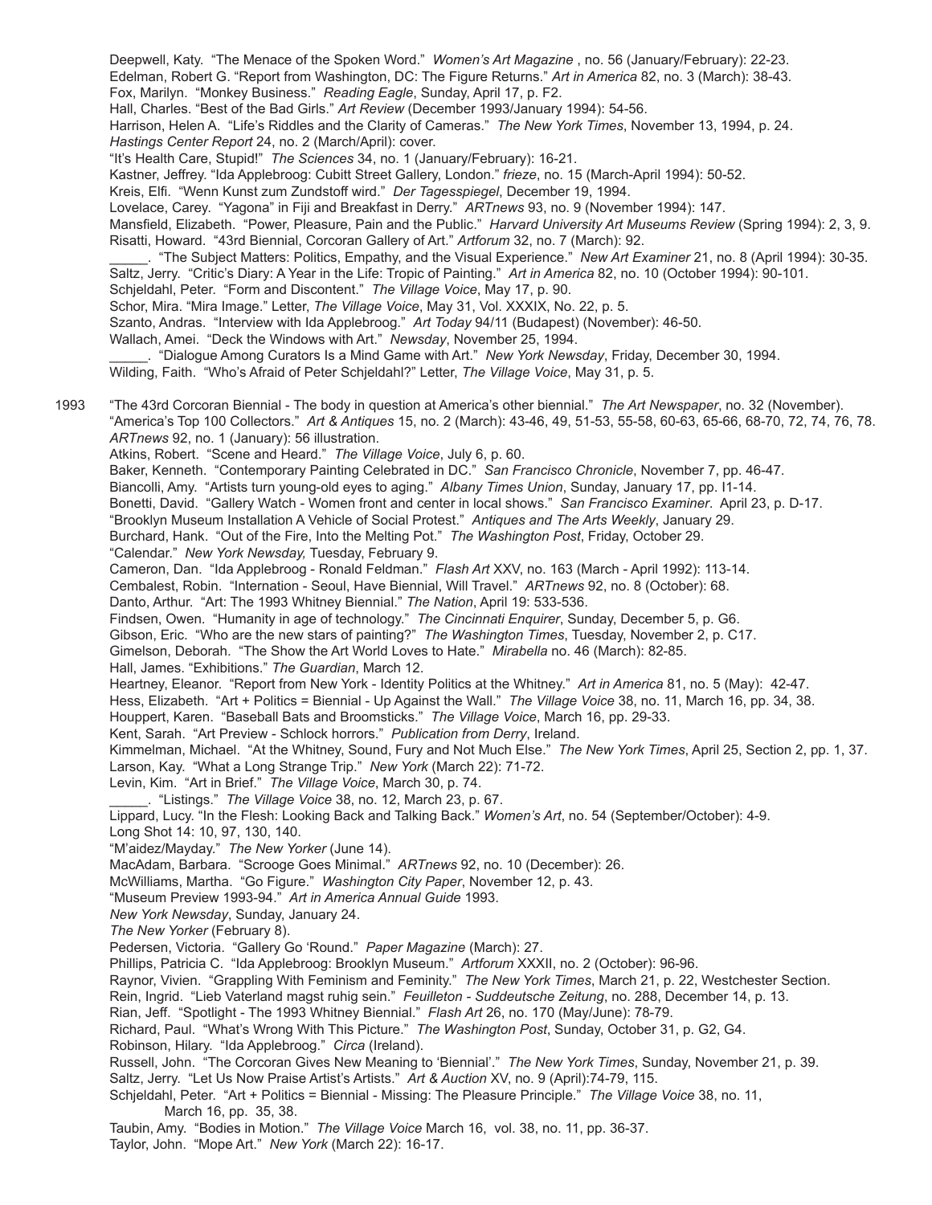Deepwell, Katy. "The Menace of the Spoken Word." *Women's Art Magazine* , no. 56 (January/February): 22-23.
Edelman, Robert G. "Report from Washington, DC: The Figure Returns." *Art in America* 82, no. 3 (March): 38-43.
Fox, Marilyn. "Monkey Business." *Reading Eagle*, Sunday, April 17, p. F2.
Hall, Charles. "Best of the Bad Girls." *Art Review* (December 1993/January 1994): 54-56.
Harrison, Helen A. "Life's Riddles and the Clarity of Cameras." *The New York Times*, November 13, 1994, p. 24.
*Hastings Center Report* 24, no. 2 (March/April): cover.
"It's Health Care, Stupid!" *The Sciences* 34, no. 1 (January/February): 16-21.
Kastner, Jeffrey. "Ida Applebroog: Cubitt Street Gallery, London." *frieze*, no. 15 (March-April 1994): 50-52.
Kreis, Elfi. "Wenn Kunst zum Zundstoff wird." *Der Tagesspiegel*, December 19, 1994.
Lovelace, Carey. "Yagona" in Fiji and Breakfast in Derry." *ARTnews* 93, no. 9 (November 1994): 147.
Mansfield, Elizabeth. "Power, Pleasure, Pain and the Public." *Harvard University Art Museums Review* (Spring 1994): 2, 3, 9.
Risatti, Howard. "43rd Biennial, Corcoran Gallery of Art." *Artforum* 32, no. 7 (March): 92.
_____. "The Subject Matters: Politics, Empathy, and the Visual Experience." *New Art Examiner* 21, no. 8 (April 1994): 30-35.
Saltz, Jerry. "Critic's Diary: A Year in the Life: Tropic of Painting." *Art in America* 82, no. 10 (October 1994): 90-101.
Schjeldahl, Peter. "Form and Discontent." *The Village Voice*, May 17, p. 90.
Schor, Mira. "Mira Image." Letter, *The Village Voice*, May 31, Vol. XXXIX, No. 22, p. 5.
Szanto, Andras. "Interview with Ida Applebroog." *Art Today* 94/11 (Budapest) (November): 46-50.
Wallach, Amei. "Deck the Windows with Art." *Newsday*, November 25, 1994.
_____. "Dialogue Among Curators Is a Mind Game with Art." *New York Newsday*, Friday, December 30, 1994.
Wilding, Faith. "Who's Afraid of Peter Schjeldahl?" Letter, *The Village Voice*, May 31, p. 5.

1993 "The 43rd Corcoran Biennial - The body in question at America's other biennial." *The Art Newspaper*, no. 32 (November).
"America's Top 100 Collectors." *Art & Antiques* 15, no. 2 (March): 43-46, 49, 51-53, 55-58, 60-63, 65-66, 68-70, 72, 74, 76, 78.
*ARTnews* 92, no. 1 (January): 56 illustration.
Atkins, Robert. "Scene and Heard." *The Village Voice*, July 6, p. 60.
Baker, Kenneth. "Contemporary Painting Celebrated in DC." *San Francisco Chronicle*, November 7, pp. 46-47.
Biancolli, Amy. "Artists turn young-old eyes to aging." *Albany Times Union*, Sunday, January 17, pp. I1-14.
Bonetti, David. "Gallery Watch - Women front and center in local shows." *San Francisco Examiner*. April 23, p. D-17.
"Brooklyn Museum Installation A Vehicle of Social Protest." *Antiques and The Arts Weekly*, January 29.
Burchard, Hank. "Out of the Fire, Into the Melting Pot." *The Washington Post*, Friday, October 29.
"Calendar." *New York Newsday,* Tuesday, February 9.
Cameron, Dan. "Ida Applebroog - Ronald Feldman." *Flash Art* XXV, no. 163 (March - April 1992): 113-14.
Cembalest, Robin. "Internation - Seoul, Have Biennial, Will Travel." *ARTnews* 92, no. 8 (October): 68.
Danto, Arthur. "Art: The 1993 Whitney Biennial." *The Nation*, April 19: 533-536.
Findsen, Owen. "Humanity in age of technology." *The Cincinnati Enquirer*, Sunday, December 5, p. G6.
Gibson, Eric. "Who are the new stars of painting?" *The Washington Times*, Tuesday, November 2, p. C17.
Gimelson, Deborah. "The Show the Art World Loves to Hate." *Mirabella* no. 46 (March): 82-85.
Hall, James. "Exhibitions." *The Guardian*, March 12.
Heartney, Eleanor. "Report from New York - Identity Politics at the Whitney." *Art in America* 81, no. 5 (May): 42-47.
Hess, Elizabeth. "Art + Politics = Biennial - Up Against the Wall." *The Village Voice* 38, no. 11, March 16, pp. 34, 38.
Houppert, Karen. "Baseball Bats and Broomsticks." *The Village Voice*, March 16, pp. 29-33.
Kent, Sarah. "Art Preview - Schlock horrors." *Publication from Derry*, Ireland.
Kimmelman, Michael. "At the Whitney, Sound, Fury and Not Much Else." *The New York Times*, April 25, Section 2, pp. 1, 37.
Larson, Kay. "What a Long Strange Trip." *New York* (March 22): 71-72.
Levin, Kim. "Art in Brief." *The Village Voice*, March 30, p. 74.
_____. "Listings." *The Village Voice* 38, no. 12, March 23, p. 67.
Lippard, Lucy. "In the Flesh: Looking Back and Talking Back." *Women's Art*, no. 54 (September/October): 4-9.
Long Shot 14: 10, 97, 130, 140.
"M'aidez/Mayday." *The New Yorker* (June 14).
MacAdam, Barbara. "Scrooge Goes Minimal." *ARTnews* 92, no. 10 (December): 26.
McWilliams, Martha. "Go Figure." *Washington City Paper*, November 12, p. 43.
"Museum Preview 1993-94." *Art in America Annual Guide* 1993.
*New York Newsday*, Sunday, January 24.
*The New Yorker* (February 8).
Pedersen, Victoria. "Gallery Go 'Round." *Paper Magazine* (March): 27.
Phillips, Patricia C. "Ida Applebroog: Brooklyn Museum." *Artforum* XXXII, no. 2 (October): 96-96.
Raynor, Vivien. "Grappling With Feminism and Feminity." *The New York Times*, March 21, p. 22, Westchester Section.
Rein, Ingrid. "Lieb Vaterland magst ruhig sein." *Feuilleton - Suddeutsche Zeitung*, no. 288, December 14, p. 13.
Rian, Jeff. "Spotlight - The 1993 Whitney Biennial." *Flash Art* 26, no. 170 (May/June): 78-79.
Richard, Paul. "What's Wrong With This Picture." *The Washington Post*, Sunday, October 31, p. G2, G4.
Robinson, Hilary. "Ida Applebroog." *Circa* (Ireland).
Russell, John. "The Corcoran Gives New Meaning to 'Biennial'." *The New York Times*, Sunday, November 21, p. 39.
Saltz, Jerry. "Let Us Now Praise Artist's Artists." *Art & Auction* XV, no. 9 (April):74-79, 115.
Schjeldahl, Peter. "Art + Politics = Biennial - Missing: The Pleasure Principle." *The Village Voice* 38, no. 11, March 16, pp. 35, 38.
Taubin, Amy. "Bodies in Motion." *The Village Voice* March 16, vol. 38, no. 11, pp. 36-37.
Taylor, John. "Mope Art." *New York* (March 22): 16-17.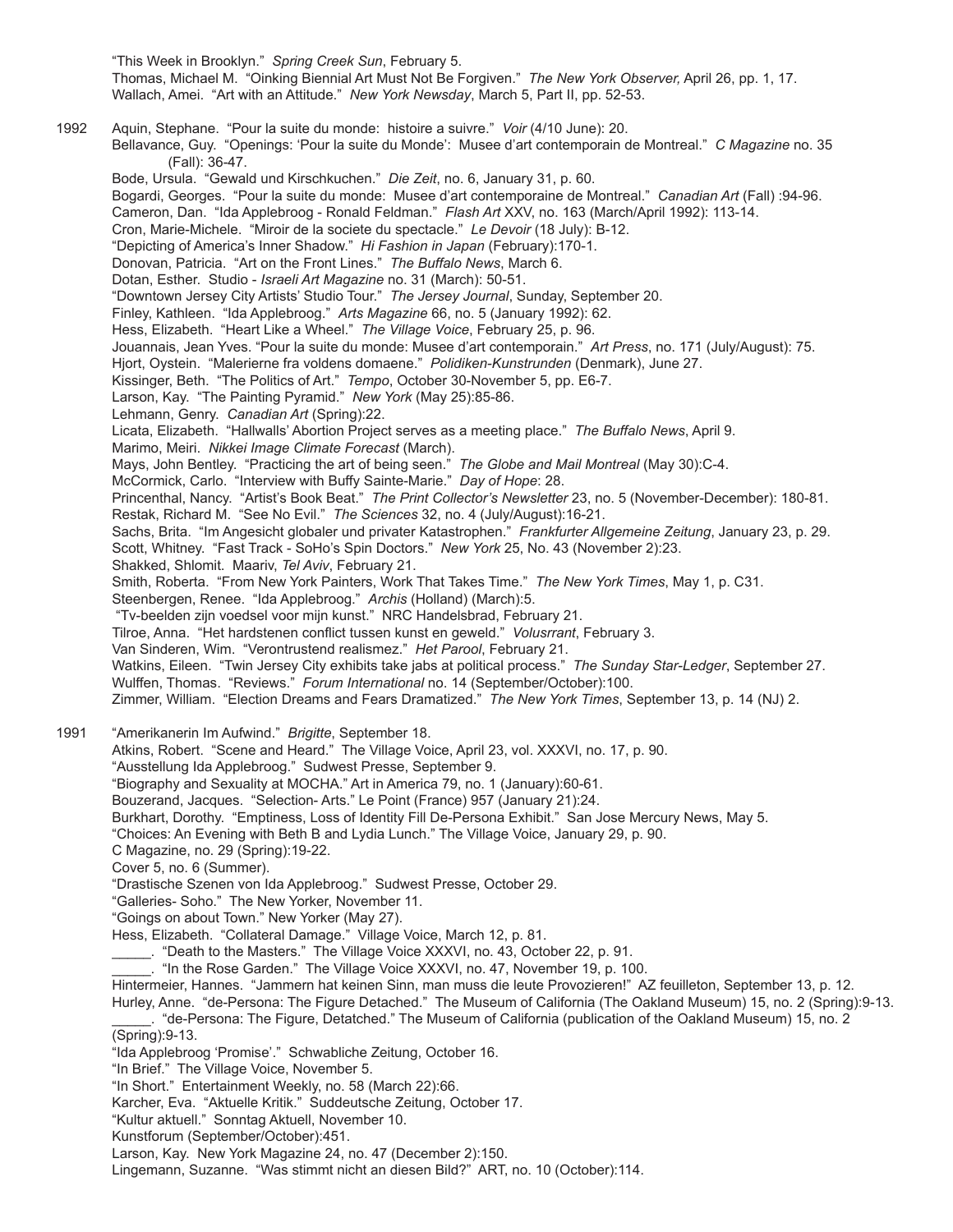"This Week in Brooklyn." *Spring Creek Sun*, February 5.
Thomas, Michael M. "Oinking Biennial Art Must Not Be Forgiven." *The New York Observer,* April 26, pp. 1, 17.
Wallach, Amei. "Art with an Attitude." *New York Newsday*, March 5, Part II, pp. 52-53.

**1992**

Aquin, Stephane. "Pour la suite du monde: histoire a suivre." *Voir* (4/10 June): 20.
Bellavance, Guy. "Openings: 'Pour la suite du Monde': Musee d'art contemporain de Montreal." *C Magazine* no. 35 (Fall): 36-47.
Bode, Ursula. "Gewald und Kirschkuchen." *Die Zeit*, no. 6, January 31, p. 60.
Bogardi, Georges. "Pour la suite du monde: Musee d'art contemporaine de Montreal." *Canadian Art* (Fall) :94-96.
Cameron, Dan. "Ida Applebroog - Ronald Feldman." *Flash Art* XXV, no. 163 (March/April 1992): 113-14.
Cron, Marie-Michele. "Miroir de la societe du spectacle." *Le Devoir* (18 July): B-12.
"Depicting of America's Inner Shadow." *Hi Fashion in Japan* (February):170-1.
Donovan, Patricia. "Art on the Front Lines." *The Buffalo News*, March 6.
Dotan, Esther. Studio - *Israeli Art Magazine* no. 31 (March): 50-51.
"Downtown Jersey City Artists' Studio Tour." *The Jersey Journal*, Sunday, September 20.
Finley, Kathleen. "Ida Applebroog." *Arts Magazine* 66, no. 5 (January 1992): 62.
Hess, Elizabeth. "Heart Like a Wheel." *The Village Voice*, February 25, p. 96.
Jouannais, Jean Yves. "Pour la suite du monde: Musee d'art contemporain." *Art Press*, no. 171 (July/August): 75.
Hjort, Oystein. "Malerierne fra voldens domaene." *Polidiken-Kunstrunden* (Denmark), June 27.
Kissinger, Beth. "The Politics of Art." *Tempo*, October 30-November 5, pp. E6-7.
Larson, Kay. "The Painting Pyramid." *New York* (May 25):85-86.
Lehmann, Genry. *Canadian Art* (Spring):22.
Licata, Elizabeth. "Hallwalls' Abortion Project serves as a meeting place." *The Buffalo News*, April 9.
Marimo, Meiri. *Nikkei Image Climate Forecast* (March).
Mays, John Bentley. "Practicing the art of being seen." *The Globe and Mail Montreal* (May 30):C-4.
McCormick, Carlo. "Interview with Buffy Sainte-Marie." *Day of Hope*: 28.
Princenthal, Nancy. "Artist's Book Beat." *The Print Collector's Newsletter* 23, no. 5 (November-December): 180-81.
Restak, Richard M. "See No Evil." *The Sciences* 32, no. 4 (July/August):16-21.
Sachs, Brita. "Im Angesicht globaler und privater Katastrophen." *Frankfurter Allgemeine Zeitung*, January 23, p. 29.
Scott, Whitney. "Fast Track - SoHo's Spin Doctors." *New York* 25, No. 43 (November 2):23.
Shakked, Shlomit. Maariv, *Tel Aviv*, February 21.
Smith, Roberta. "From New York Painters, Work That Takes Time." *The New York Times*, May 1, p. C31.
Steenbergen, Renee. "Ida Applebroog." *Archis* (Holland) (March):5.
"Tv-beelden zijn voedsel voor mijn kunst." NRC Handelsbrad, February 21.
Tilroe, Anna. "Het hardstenen conflict tussen kunst en geweld." *Volusrrant*, February 3.
Van Sinderen, Wim. "Verontrustend realismez." *Het Parool*, February 21.
Watkins, Eileen. "Twin Jersey City exhibits take jabs at political process." *The Sunday Star-Ledger*, September 27.
Wulffen, Thomas. "Reviews." *Forum International* no. 14 (September/October):100.
Zimmer, William. "Election Dreams and Fears Dramatized." *The New York Times*, September 13, p. 14 (NJ) 2.

**1991**

"Amerikanerin Im Aufwind." *Brigitte*, September 18.
Atkins, Robert. "Scene and Heard." The Village Voice, April 23, vol. XXXVI, no. 17, p. 90.
"Ausstellung Ida Applebroog." Sudwest Presse, September 9.
"Biography and Sexuality at MOCHA." Art in America 79, no. 1 (January):60-61.
Bouzerand, Jacques. "Selection- Arts." Le Point (France) 957 (January 21):24.
Burkhart, Dorothy. "Emptiness, Loss of Identity Fill De-Persona Exhibit." San Jose Mercury News, May 5.
"Choices: An Evening with Beth B and Lydia Lunch." The Village Voice, January 29, p. 90.
C Magazine, no. 29 (Spring):19-22.
Cover 5, no. 6 (Summer).
"Drastische Szenen von Ida Applebroog." Sudwest Presse, October 29.
"Galleries- Soho." The New Yorker, November 11.
"Goings on about Town." New Yorker (May 27).
Hess, Elizabeth. "Collateral Damage." Village Voice, March 12, p. 81.
_____. "Death to the Masters." The Village Voice XXXVI, no. 43, October 22, p. 91.
_____. "In the Rose Garden." The Village Voice XXXVI, no. 47, November 19, p. 100.
Hintermeier, Hannes. "Jammern hat keinen Sinn, man muss die leute Provozieren!" AZ feuilleton, September 13, p. 12.
Hurley, Anne. "de-Persona: The Figure Detached." The Museum of California (The Oakland Museum) 15, no. 2 (Spring):9-13.
_____. "de-Persona: The Figure, Detatched." The Museum of California (publication of the Oakland Museum) 15, no. 2 (Spring):9-13.
"Ida Applebroog 'Promise'." Schwabliche Zeitung, October 16.
"In Brief." The Village Voice, November 5.
"In Short." Entertainment Weekly, no. 58 (March 22):66.
Karcher, Eva. "Aktuelle Kritik." Suddeutsche Zeitung, October 17.
"Kultur aktuell." Sonntag Aktuell, November 10.
Kunstforum (September/October):451.
Larson, Kay. New York Magazine 24, no. 47 (December 2):150.
Lingemann, Suzanne. "Was stimmt nicht an diesen Bild?" ART, no. 10 (October):114.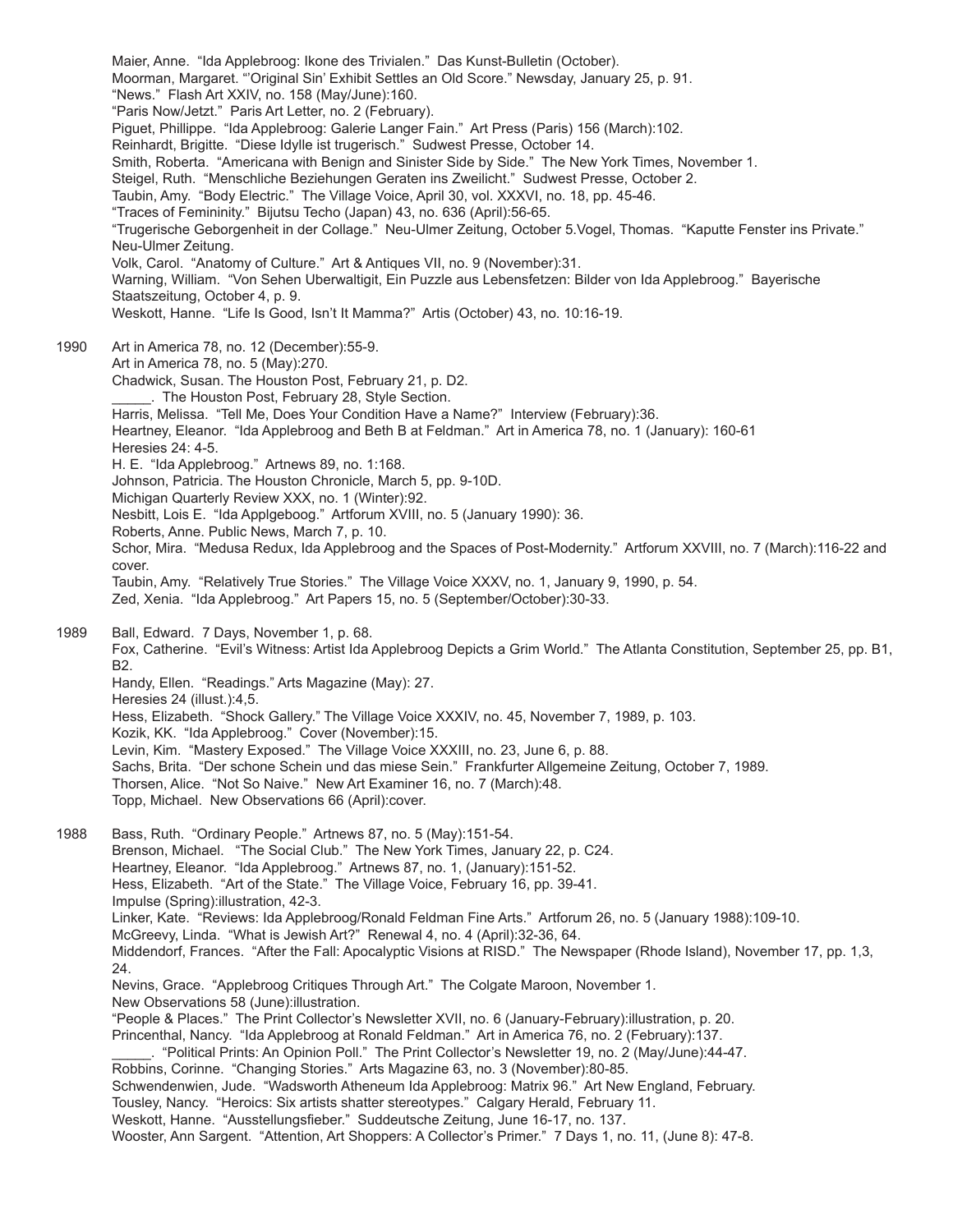Maier, Anne. "Ida Applebroog: Ikone des Trivialen." Das Kunst-Bulletin (October).
Moorman, Margaret. "'Original Sin' Exhibit Settles an Old Score." Newsday, January 25, p. 91.
"News." Flash Art XXIV, no. 158 (May/June):160.
"Paris Now/Jetzt." Paris Art Letter, no. 2 (February).
Piguet, Phillippe. "Ida Applebroog: Galerie Langer Fain." Art Press (Paris) 156 (March):102.
Reinhardt, Brigitte. "Diese Idylle ist trugerisch." Sudwest Presse, October 14.
Smith, Roberta. "Americana with Benign and Sinister Side by Side." The New York Times, November 1.
Steigel, Ruth. "Menschliche Beziehungen Geraten ins Zweilicht." Sudwest Presse, October 2.
Taubin, Amy. "Body Electric." The Village Voice, April 30, vol. XXXVI, no. 18, pp. 45-46.
"Traces of Femininity." Bijutsu Techo (Japan) 43, no. 636 (April):56-65.
"Trugerische Geborgenheit in der Collage." Neu-Ulmer Zeitung, October 5.Vogel, Thomas. "Kaputte Fenster ins Private." Neu-Ulmer Zeitung.
Volk, Carol. "Anatomy of Culture." Art & Antiques VII, no. 9 (November):31.
Warning, William. "Von Sehen Uberwaltigit, Ein Puzzle aus Lebensfetzen: Bilder von Ida Applebroog." Bayerische Staatszeitung, October 4, p. 9.
Weskott, Hanne. "Life Is Good, Isn't It Mamma?" Artis (October) 43, no. 10:16-19.

1990 Art in America 78, no. 12 (December):55-9.
Art in America 78, no. 5 (May):270.
Chadwick, Susan. The Houston Post, February 21, p. D2.
_____. The Houston Post, February 28, Style Section.
Harris, Melissa. "Tell Me, Does Your Condition Have a Name?" Interview (February):36.
Heartney, Eleanor. "Ida Applebroog and Beth B at Feldman." Art in America 78, no. 1 (January): 160-61
Heresies 24: 4-5.
H. E. "Ida Applebroog." Artnews 89, no. 1:168.
Johnson, Patricia. The Houston Chronicle, March 5, pp. 9-10D.
Michigan Quarterly Review XXX, no. 1 (Winter):92.
Nesbitt, Lois E. "Ida Applgeboog." Artforum XVIII, no. 5 (January 1990): 36.
Roberts, Anne. Public News, March 7, p. 10.
Schor, Mira. "Medusa Redux, Ida Applebroog and the Spaces of Post-Modernity." Artforum XXVIII, no. 7 (March):116-22 and cover.
Taubin, Amy. "Relatively True Stories." The Village Voice XXXV, no. 1, January 9, 1990, p. 54.
Zed, Xenia. "Ida Applebroog." Art Papers 15, no. 5 (September/October):30-33.

1989 Ball, Edward. 7 Days, November 1, p. 68.
Fox, Catherine. "Evil's Witness: Artist Ida Applebroog Depicts a Grim World." The Atlanta Constitution, September 25, pp. B1, B2.
Handy, Ellen. "Readings." Arts Magazine (May): 27.
Heresies 24 (illust.):4,5.
Hess, Elizabeth. "Shock Gallery." The Village Voice XXXIV, no. 45, November 7, 1989, p. 103.
Kozik, KK. "Ida Applebroog." Cover (November):15.
Levin, Kim. "Mastery Exposed." The Village Voice XXXIII, no. 23, June 6, p. 88.
Sachs, Brita. "Der schone Schein und das miese Sein." Frankfurter Allgemeine Zeitung, October 7, 1989.
Thorsen, Alice. "Not So Naive." New Art Examiner 16, no. 7 (March):48.
Topp, Michael. New Observations 66 (April):cover.

1988 Bass, Ruth. "Ordinary People." Artnews 87, no. 5 (May):151-54.
Brenson, Michael. "The Social Club." The New York Times, January 22, p. C24.
Heartney, Eleanor. "Ida Applebroog." Artnews 87, no. 1, (January):151-52.
Hess, Elizabeth. "Art of the State." The Village Voice, February 16, pp. 39-41.
Impulse (Spring):illustration, 42-3.
Linker, Kate. "Reviews: Ida Applebroog/Ronald Feldman Fine Arts." Artforum 26, no. 5 (January 1988):109-10.
McGreevy, Linda. "What is Jewish Art?" Renewal 4, no. 4 (April):32-36, 64.
Middendorf, Frances. "After the Fall: Apocalyptic Visions at RISD." The Newspaper (Rhode Island), November 17, pp. 1,3, 24.
Nevins, Grace. "Applebroog Critiques Through Art." The Colgate Maroon, November 1.
New Observations 58 (June):illustration.
"People & Places." The Print Collector's Newsletter XVII, no. 6 (January-February):illustration, p. 20.
Princenthal, Nancy. "Ida Applebroog at Ronald Feldman." Art in America 76, no. 2 (February):137.
_____. "Political Prints: An Opinion Poll." The Print Collector's Newsletter 19, no. 2 (May/June):44-47.
Robbins, Corinne. "Changing Stories." Arts Magazine 63, no. 3 (November):80-85.
Schwendenwien, Jude. "Wadsworth Atheneum Ida Applebroog: Matrix 96." Art New England, February.
Tousley, Nancy. "Heroics: Six artists shatter stereotypes." Calgary Herald, February 11.
Weskott, Hanne. "Ausstellungsfieber." Suddeutsche Zeitung, June 16-17, no. 137.
Wooster, Ann Sargent. "Attention, Art Shoppers: A Collector's Primer." 7 Days 1, no. 11, (June 8): 47-8.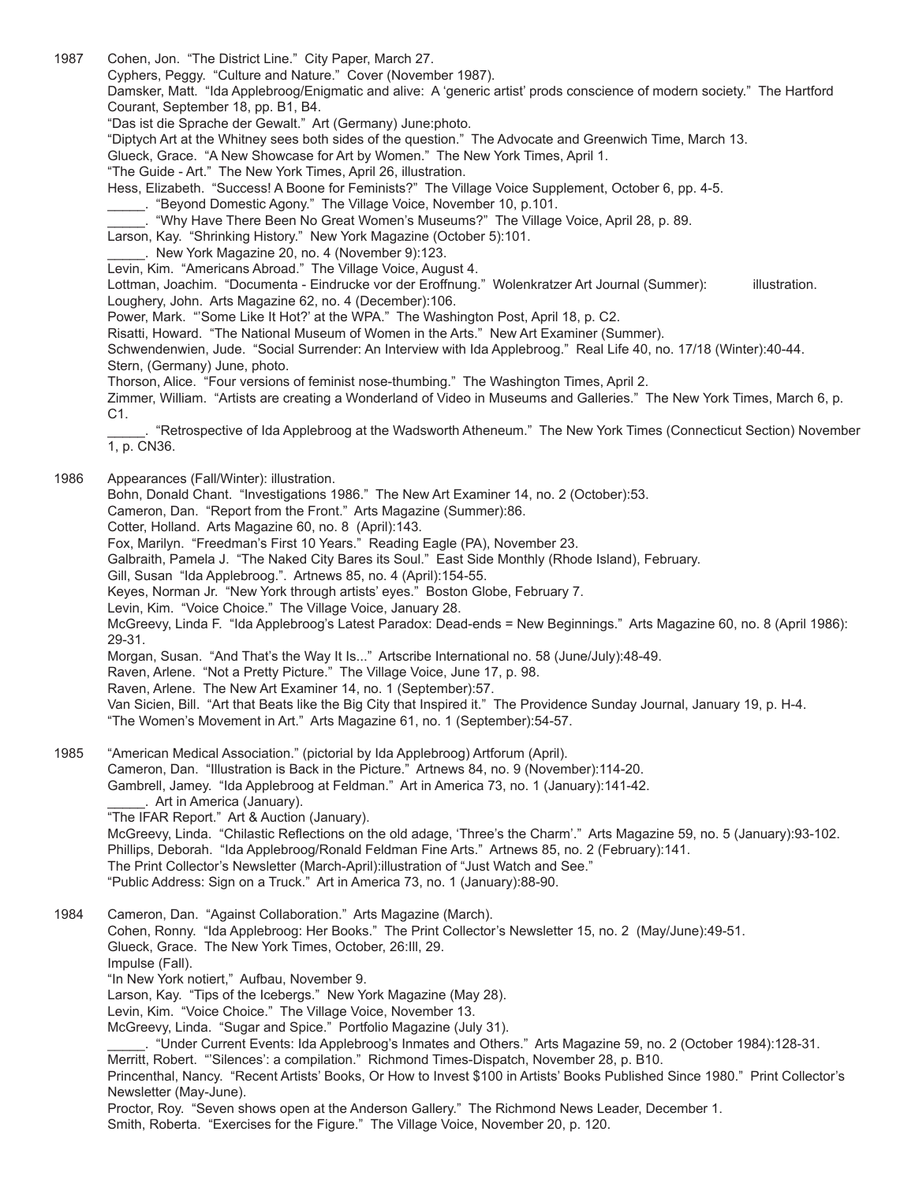1987 Cohen, Jon. "The District Line." City Paper, March 27.
Cyphers, Peggy. "Culture and Nature." Cover (November 1987).
Damsker, Matt. "Ida Applebroog/Enigmatic and alive: A 'generic artist' prods conscience of modern society." The Hartford Courant, September 18, pp. B1, B4.
"Das ist die Sprache der Gewalt." Art (Germany) June:photo.
"Diptych Art at the Whitney sees both sides of the question." The Advocate and Greenwich Time, March 13.
Glueck, Grace. "A New Showcase for Art by Women." The New York Times, April 1.
"The Guide - Art." The New York Times, April 26, illustration.
Hess, Elizabeth. "Success! A Boone for Feminists?" The Village Voice Supplement, October 6, pp. 4-5.
_____. "Beyond Domestic Agony." The Village Voice, November 10, p.101.
_____. "Why Have There Been No Great Women's Museums?" The Village Voice, April 28, p. 89.
Larson, Kay. "Shrinking History." New York Magazine (October 5):101.
_____. New York Magazine 20, no. 4 (November 9):123.
Levin, Kim. "Americans Abroad." The Village Voice, August 4.
Lottman, Joachim. "Documenta - Eindrucke vor der Eroffnung." Wolenkratzer Art Journal (Summer): illustration.
Loughery, John. Arts Magazine 62, no. 4 (December):106.
Power, Mark. "'Some Like It Hot?' at the WPA." The Washington Post, April 18, p. C2.
Risatti, Howard. "The National Museum of Women in the Arts." New Art Examiner (Summer).
Schwendenwien, Jude. "Social Surrender: An Interview with Ida Applebroog." Real Life 40, no. 17/18 (Winter):40-44.
Stern, (Germany) June, photo.
Thorson, Alice. "Four versions of feminist nose-thumbing." The Washington Times, April 2.
Zimmer, William. "Artists are creating a Wonderland of Video in Museums and Galleries." The New York Times, March 6, p. C1.
_____. "Retrospective of Ida Applebroog at the Wadsworth Atheneum." The New York Times (Connecticut Section) November 1, p. CN36.

1986 Appearances (Fall/Winter): illustration.
Bohn, Donald Chant. "Investigations 1986." The New Art Examiner 14, no. 2 (October):53.
Cameron, Dan. "Report from the Front." Arts Magazine (Summer):86.
Cotter, Holland. Arts Magazine 60, no. 8 (April):143.
Fox, Marilyn. "Freedman's First 10 Years." Reading Eagle (PA), November 23.
Galbraith, Pamela J. "The Naked City Bares its Soul." East Side Monthly (Rhode Island), February.
Gill, Susan "Ida Applebroog.". Artnews 85, no. 4 (April):154-55.
Keyes, Norman Jr. "New York through artists' eyes." Boston Globe, February 7.
Levin, Kim. "Voice Choice." The Village Voice, January 28.
McGreevy, Linda F. "Ida Applebroog's Latest Paradox: Dead-ends = New Beginnings." Arts Magazine 60, no. 8 (April 1986): 29-31.
Morgan, Susan. "And That's the Way It Is..." Artscribe International no. 58 (June/July):48-49.
Raven, Arlene. "Not a Pretty Picture." The Village Voice, June 17, p. 98.
Raven, Arlene. The New Art Examiner 14, no. 1 (September):57.
Van Sicien, Bill. "Art that Beats like the Big City that Inspired it." The Providence Sunday Journal, January 19, p. H-4.
"The Women's Movement in Art." Arts Magazine 61, no. 1 (September):54-57.

1985 "American Medical Association." (pictorial by Ida Applebroog) Artforum (April).
Cameron, Dan. "Illustration is Back in the Picture." Artnews 84, no. 9 (November):114-20.
Gambrell, Jamey. "Ida Applebroog at Feldman." Art in America 73, no. 1 (January):141-42.
_____. Art in America (January).
"The IFAR Report." Art & Auction (January).
McGreevy, Linda. "Chilastic Reflections on the old adage, 'Three's the Charm'." Arts Magazine 59, no. 5 (January):93-102.
Phillips, Deborah. "Ida Applebroog/Ronald Feldman Fine Arts." Artnews 85, no. 2 (February):141.
The Print Collector's Newsletter (March-April):illustration of "Just Watch and See."
"Public Address: Sign on a Truck." Art in America 73, no. 1 (January):88-90.

1984 Cameron, Dan. "Against Collaboration." Arts Magazine (March).
Cohen, Ronny. "Ida Applebroog: Her Books." The Print Collector's Newsletter 15, no. 2 (May/June):49-51.
Glueck, Grace. The New York Times, October, 26:III, 29.
Impulse (Fall).
"In New York notiert," Aufbau, November 9.
Larson, Kay. "Tips of the Icebergs." New York Magazine (May 28).
Levin, Kim. "Voice Choice." The Village Voice, November 13.
McGreevy, Linda. "Sugar and Spice." Portfolio Magazine (July 31).
_____. "Under Current Events: Ida Applebroog's Inmates and Others." Arts Magazine 59, no. 2 (October 1984):128-31.
Merritt, Robert. "'Silences': a compilation." Richmond Times-Dispatch, November 28, p. B10.
Princenthal, Nancy. "Recent Artists' Books, Or How to Invest $100 in Artists' Books Published Since 1980." Print Collector's Newsletter (May-June).
Proctor, Roy. "Seven shows open at the Anderson Gallery." The Richmond News Leader, December 1.
Smith, Roberta. "Exercises for the Figure." The Village Voice, November 20, p. 120.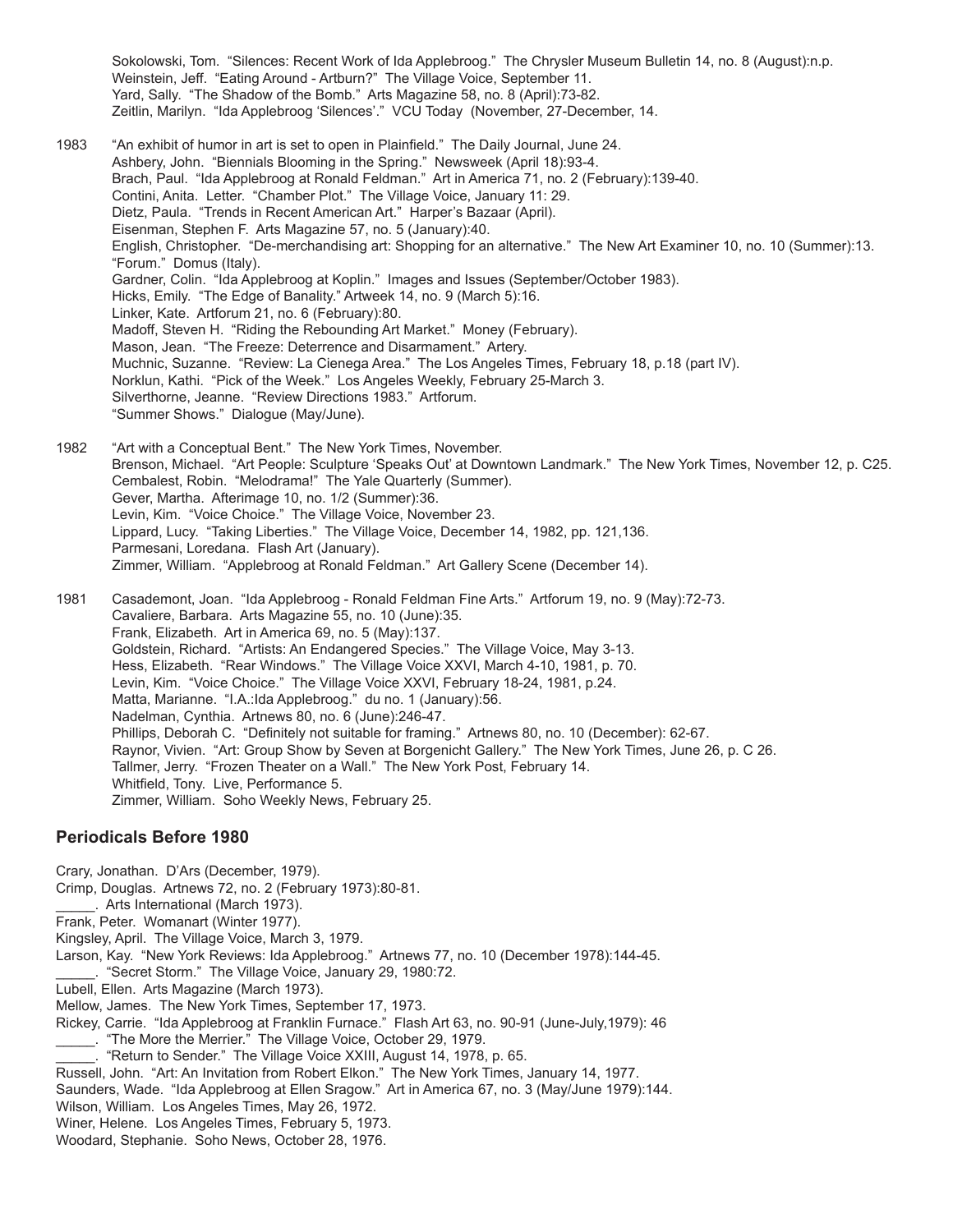Sokolowski, Tom. "Silences: Recent Work of Ida Applebroog." The Chrysler Museum Bulletin 14, no. 8 (August):n.p.
Weinstein, Jeff. "Eating Around - Artburn?" The Village Voice, September 11.
Yard, Sally. "The Shadow of the Bomb." Arts Magazine 58, no. 8 (April):73-82.
Zeitlin, Marilyn. "Ida Applebroog 'Silences'." VCU Today (November, 27-December, 14.

1983 "An exhibit of humor in art is set to open in Plainfield." The Daily Journal, June 24.
Ashbery, John. "Biennials Blooming in the Spring." Newsweek (April 18):93-4.
Brach, Paul. "Ida Applebroog at Ronald Feldman." Art in America 71, no. 2 (February):139-40.
Contini, Anita. Letter. "Chamber Plot." The Village Voice, January 11: 29.
Dietz, Paula. "Trends in Recent American Art." Harper's Bazaar (April).
Eisenman, Stephen F. Arts Magazine 57, no. 5 (January):40.
English, Christopher. "De-merchandising art: Shopping for an alternative." The New Art Examiner 10, no. 10 (Summer):13.
"Forum." Domus (Italy).
Gardner, Colin. "Ida Applebroog at Koplin." Images and Issues (September/October 1983).
Hicks, Emily. "The Edge of Banality." Artweek 14, no. 9 (March 5):16.
Linker, Kate. Artforum 21, no. 6 (February):80.
Madoff, Steven H. "Riding the Rebounding Art Market." Money (February).
Mason, Jean. "The Freeze: Deterrence and Disarmament." Artery.
Muchnic, Suzanne. "Review: La Cienega Area." The Los Angeles Times, February 18, p.18 (part IV).
Norklun, Kathi. "Pick of the Week." Los Angeles Weekly, February 25-March 3.
Silverthorne, Jeanne. "Review Directions 1983." Artforum.
"Summer Shows." Dialogue (May/June).

1982 "Art with a Conceptual Bent." The New York Times, November.
Brenson, Michael. "Art People: Sculpture 'Speaks Out' at Downtown Landmark." The New York Times, November 12, p. C25.
Cembalest, Robin. "Melodrama!" The Yale Quarterly (Summer).
Gever, Martha. Afterimage 10, no. 1/2 (Summer):36.
Levin, Kim. "Voice Choice." The Village Voice, November 23.
Lippard, Lucy. "Taking Liberties." The Village Voice, December 14, 1982, pp. 121,136.
Parmesani, Loredana. Flash Art (January).
Zimmer, William. "Applebroog at Ronald Feldman." Art Gallery Scene (December 14).

1981 Casademont, Joan. "Ida Applebroog - Ronald Feldman Fine Arts." Artforum 19, no. 9 (May):72-73.
Cavaliere, Barbara. Arts Magazine 55, no. 10 (June):35.
Frank, Elizabeth. Art in America 69, no. 5 (May):137.
Goldstein, Richard. "Artists: An Endangered Species." The Village Voice, May 3-13.
Hess, Elizabeth. "Rear Windows." The Village Voice XXVI, March 4-10, 1981, p. 70.
Levin, Kim. "Voice Choice." The Village Voice XXVI, February 18-24, 1981, p.24.
Matta, Marianne. "I.A.:Ida Applebroog." du no. 1 (January):56.
Nadelman, Cynthia. Artnews 80, no. 6 (June):246-47.
Phillips, Deborah C. "Definitely not suitable for framing." Artnews 80, no. 10 (December): 62-67.
Raynor, Vivien. "Art: Group Show by Seven at Borgenicht Gallery." The New York Times, June 26, p. C 26.
Tallmer, Jerry. "Frozen Theater on a Wall." The New York Post, February 14.
Whitfield, Tony. Live, Performance 5.
Zimmer, William. Soho Weekly News, February 25.

## Periodicals Before 1980

Crary, Jonathan. D'Ars (December, 1979).
Crimp, Douglas. Artnews 72, no. 2 (February 1973):80-81.
_____. Arts International (March 1973).
Frank, Peter. Womanart (Winter 1977).
Kingsley, April. The Village Voice, March 3, 1979.
Larson, Kay. "New York Reviews: Ida Applebroog." Artnews 77, no. 10 (December 1978):144-45.
_____. "Secret Storm." The Village Voice, January 29, 1980:72.
Lubell, Ellen. Arts Magazine (March 1973).
Mellow, James. The New York Times, September 17, 1973.
Rickey, Carrie. "Ida Applebroog at Franklin Furnace." Flash Art 63, no. 90-91 (June-July,1979): 46
_____. "The More the Merrier." The Village Voice, October 29, 1979.
_____. "Return to Sender." The Village Voice XXIII, August 14, 1978, p. 65.
Russell, John. "Art: An Invitation from Robert Elkon." The New York Times, January 14, 1977.
Saunders, Wade. "Ida Applebroog at Ellen Sragow." Art in America 67, no. 3 (May/June 1979):144.
Wilson, William. Los Angeles Times, May 26, 1972.
Winer, Helene. Los Angeles Times, February 5, 1973.
Woodard, Stephanie. Soho News, October 28, 1976.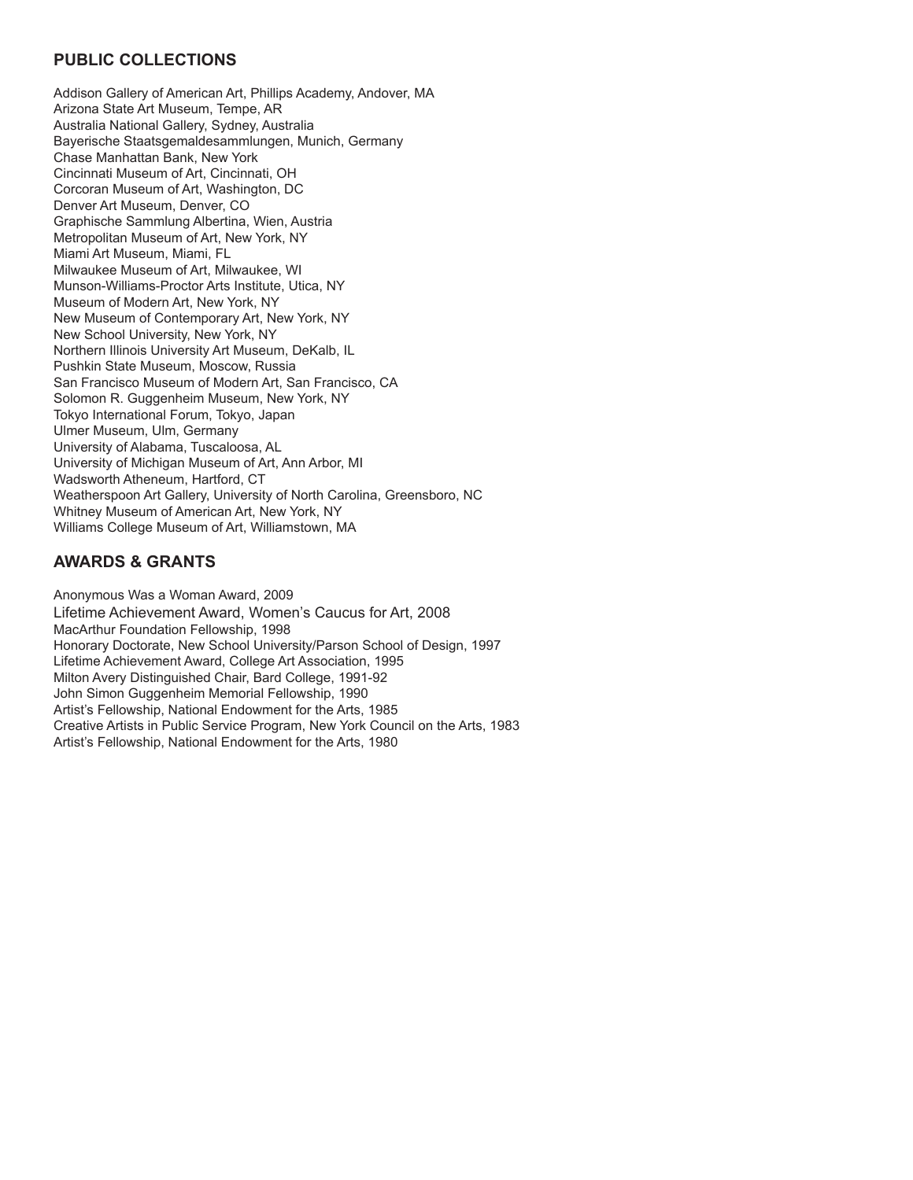## PUBLIC COLLECTIONS

Addison Gallery of American Art, Phillips Academy, Andover, MA
Arizona State Art Museum, Tempe, AR
Australia National Gallery, Sydney, Australia
Bayerische Staatsgemaldesammlungen, Munich, Germany
Chase Manhattan Bank, New York
Cincinnati Museum of Art, Cincinnati, OH
Corcoran Museum of Art, Washington, DC
Denver Art Museum, Denver, CO
Graphische Sammlung Albertina, Wien, Austria
Metropolitan Museum of Art, New York, NY
Miami Art Museum, Miami, FL
Milwaukee Museum of Art, Milwaukee, WI
Munson-Williams-Proctor Arts Institute, Utica, NY
Museum of Modern Art, New York, NY
New Museum of Contemporary Art, New York, NY
New School University, New York, NY
Northern Illinois University Art Museum, DeKalb, IL
Pushkin State Museum, Moscow, Russia
San Francisco Museum of Modern Art, San Francisco, CA
Solomon R. Guggenheim Museum, New York, NY
Tokyo International Forum, Tokyo, Japan
Ulmer Museum, Ulm, Germany
University of Alabama, Tuscaloosa, AL
University of Michigan Museum of Art, Ann Arbor, MI
Wadsworth Atheneum, Hartford, CT
Weatherspoon Art Gallery, University of North Carolina, Greensboro, NC
Whitney Museum of American Art, New York, NY
Williams College Museum of Art, Williamstown, MA

## AWARDS & GRANTS

Anonymous Was a Woman Award, 2009
Lifetime Achievement Award, Women's Caucus for Art, 2008
MacArthur Foundation Fellowship, 1998
Honorary Doctorate, New School University/Parson School of Design, 1997
Lifetime Achievement Award, College Art Association, 1995
Milton Avery Distinguished Chair, Bard College, 1991-92
John Simon Guggenheim Memorial Fellowship, 1990
Artist's Fellowship, National Endowment for the Arts, 1985
Creative Artists in Public Service Program, New York Council on the Arts, 1983
Artist's Fellowship, National Endowment for the Arts, 1980